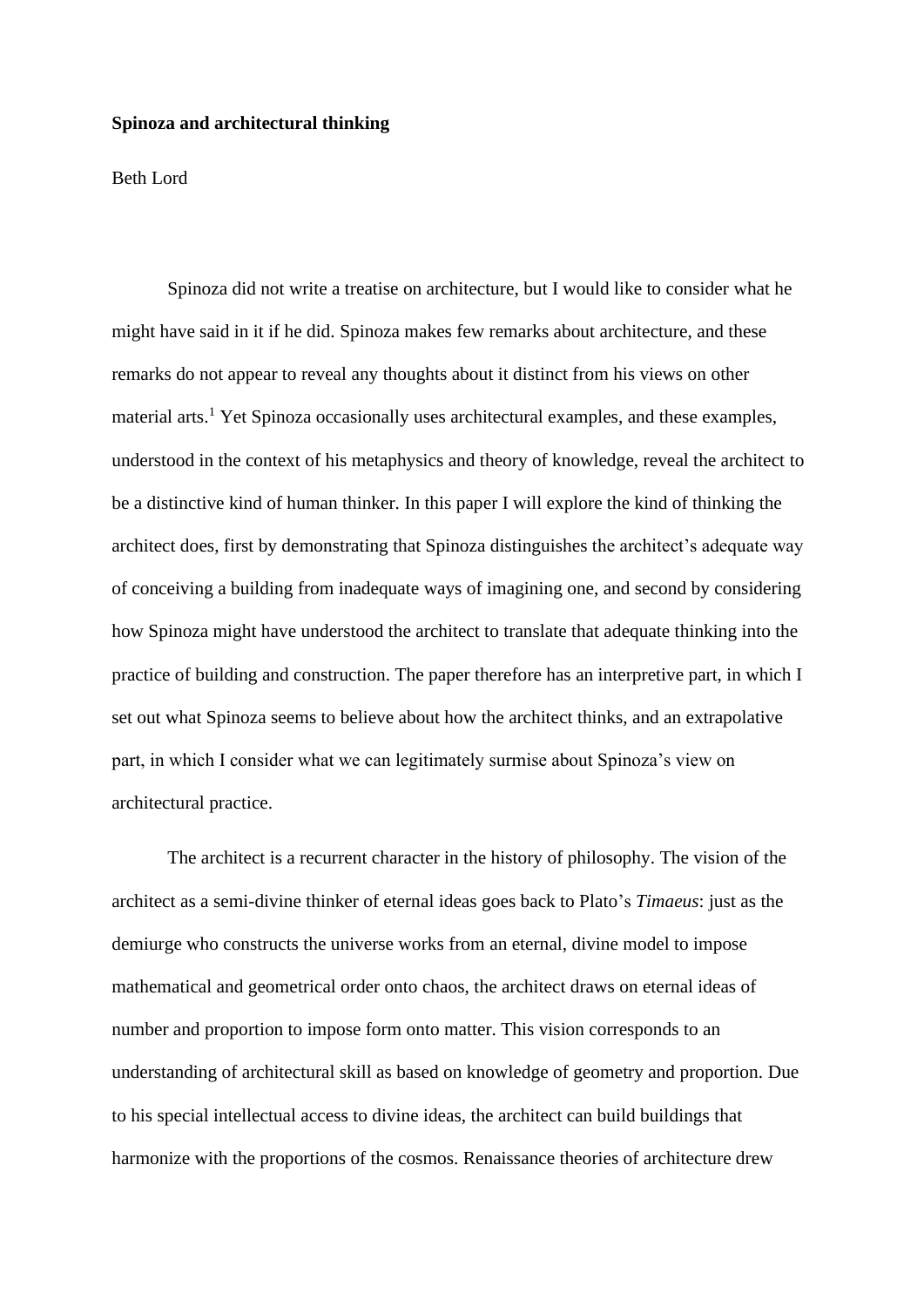**Spinoza and architectural thinking**

Beth Lord

Spinoza did not write a treatise on architecture, but I would like to consider what he might have said in it if he did. Spinoza makes few remarks about architecture, and these remarks do not appear to reveal any thoughts about it distinct from his views on other material arts.[1] Yet Spinoza occasionally uses architectural examples, and these examples, understood in the context of his metaphysics and theory of knowledge, reveal the architect to be a distinctive kind of human thinker. In this paper I will explore the kind of thinking the architect does, first by demonstrating that Spinoza distinguishes the architect's adequate way of conceiving a building from inadequate ways of imagining one, and second by considering how Spinoza might have understood the architect to translate that adequate thinking into the practice of building and construction. The paper therefore has an interpretive part, in which I set out what Spinoza seems to believe about how the architect thinks, and an extrapolative part, in which I consider what we can legitimately surmise about Spinoza's view on architectural practice.

The architect is a recurrent character in the history of philosophy. The vision of the architect as a semi-divine thinker of eternal ideas goes back to Plato's *Timaeus*: just as the demiurge who constructs the universe works from an eternal, divine model to impose mathematical and geometrical order onto chaos, the architect draws on eternal ideas of number and proportion to impose form onto matter. This vision corresponds to an understanding of architectural skill as based on knowledge of geometry and proportion. Due to his special intellectual access to divine ideas, the architect can build buildings that harmonize with the proportions of the cosmos. Renaissance theories of architecture drew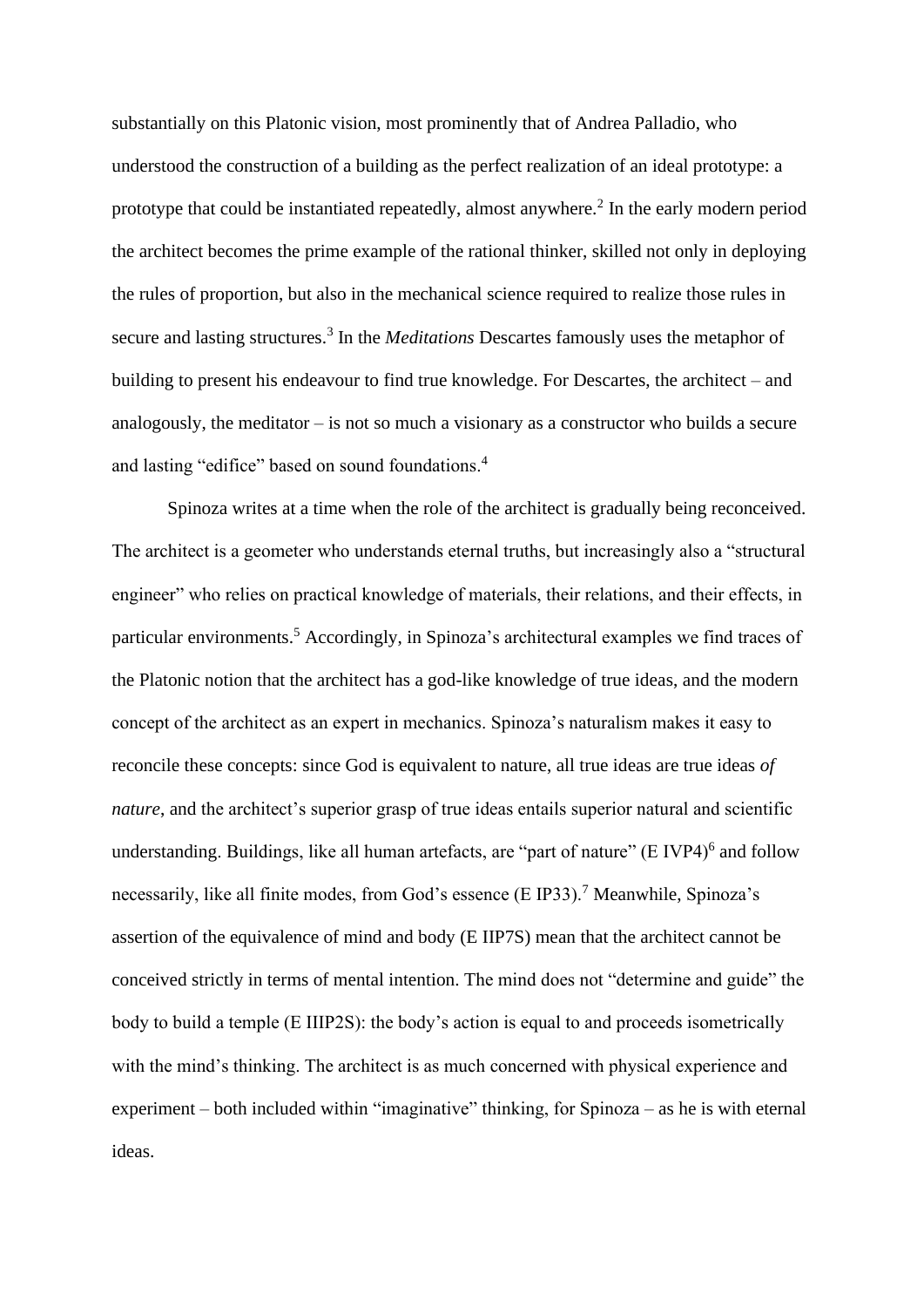substantially on this Platonic vision, most prominently that of Andrea Palladio, who understood the construction of a building as the perfect realization of an ideal prototype: a prototype that could be instantiated repeatedly, almost anywhere.[2] In the early modern period the architect becomes the prime example of the rational thinker, skilled not only in deploying the rules of proportion, but also in the mechanical science required to realize those rules in secure and lasting structures.[3] In the *Meditations* Descartes famously uses the metaphor of building to present his endeavour to find true knowledge. For Descartes, the architect – and analogously, the meditator – is not so much a visionary as a constructor who builds a secure and lasting "edifice" based on sound foundations.[4]

Spinoza writes at a time when the role of the architect is gradually being reconceived. The architect is a geometer who understands eternal truths, but increasingly also a "structural engineer" who relies on practical knowledge of materials, their relations, and their effects, in particular environments.[5] Accordingly, in Spinoza's architectural examples we find traces of the Platonic notion that the architect has a god-like knowledge of true ideas, and the modern concept of the architect as an expert in mechanics. Spinoza's naturalism makes it easy to reconcile these concepts: since God is equivalent to nature, all true ideas are true ideas *of nature*, and the architect's superior grasp of true ideas entails superior natural and scientific understanding. Buildings, like all human artefacts, are "part of nature" (E IVP4)[6] and follow necessarily, like all finite modes, from God's essence (E IP33).[7] Meanwhile, Spinoza's assertion of the equivalence of mind and body (E IIP7S) mean that the architect cannot be conceived strictly in terms of mental intention. The mind does not "determine and guide" the body to build a temple (E IIIP2S): the body's action is equal to and proceeds isometrically with the mind's thinking. The architect is as much concerned with physical experience and experiment – both included within "imaginative" thinking, for Spinoza – as he is with eternal ideas.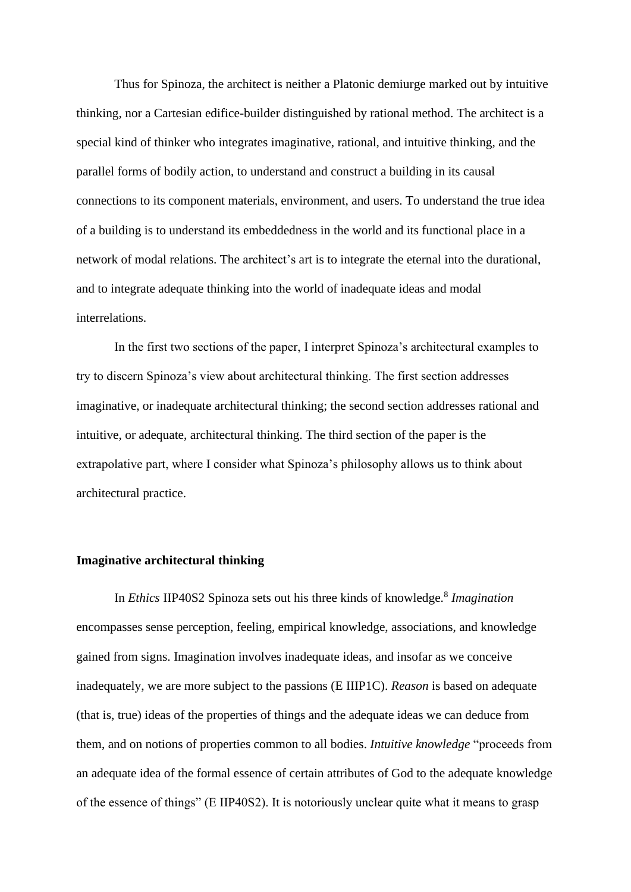Thus for Spinoza, the architect is neither a Platonic demiurge marked out by intuitive thinking, nor a Cartesian edifice-builder distinguished by rational method. The architect is a special kind of thinker who integrates imaginative, rational, and intuitive thinking, and the parallel forms of bodily action, to understand and construct a building in its causal connections to its component materials, environment, and users. To understand the true idea of a building is to understand its embeddedness in the world and its functional place in a network of modal relations. The architect's art is to integrate the eternal into the durational, and to integrate adequate thinking into the world of inadequate ideas and modal interrelations.

In the first two sections of the paper, I interpret Spinoza's architectural examples to try to discern Spinoza's view about architectural thinking. The first section addresses imaginative, or inadequate architectural thinking; the second section addresses rational and intuitive, or adequate, architectural thinking. The third section of the paper is the extrapolative part, where I consider what Spinoza's philosophy allows us to think about architectural practice.

## Imaginative architectural thinking

In *Ethics* IIP40S2 Spinoza sets out his three kinds of knowledge.[8] *Imagination* encompasses sense perception, feeling, empirical knowledge, associations, and knowledge gained from signs. Imagination involves inadequate ideas, and insofar as we conceive inadequately, we are more subject to the passions (E IIIP1C). *Reason* is based on adequate (that is, true) ideas of the properties of things and the adequate ideas we can deduce from them, and on notions of properties common to all bodies. *Intuitive knowledge* "proceeds from an adequate idea of the formal essence of certain attributes of God to the adequate knowledge of the essence of things" (E IIP40S2). It is notoriously unclear quite what it means to grasp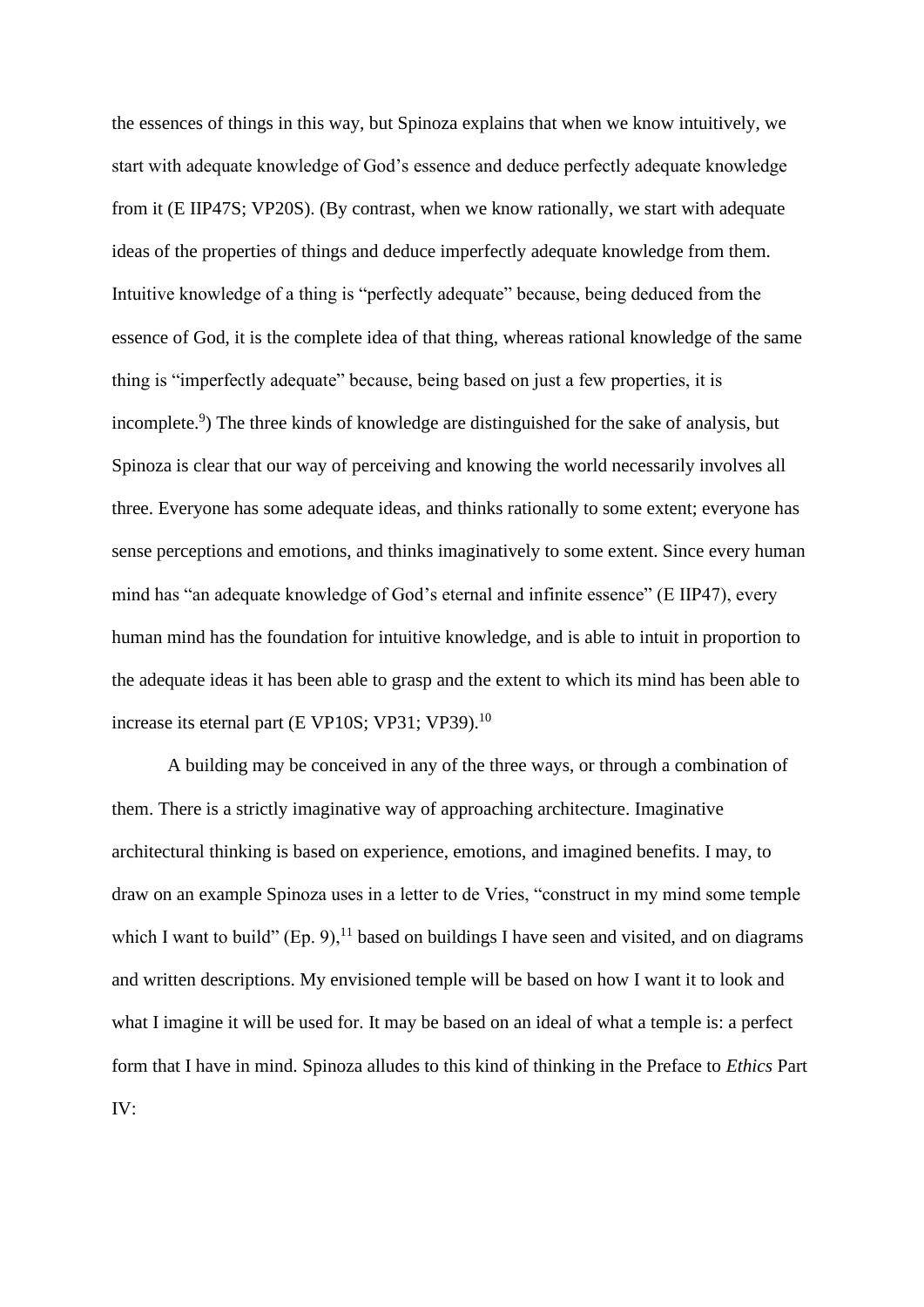the essences of things in this way, but Spinoza explains that when we know intuitively, we start with adequate knowledge of God's essence and deduce perfectly adequate knowledge from it (E IIP47S; VP20S). (By contrast, when we know rationally, we start with adequate ideas of the properties of things and deduce imperfectly adequate knowledge from them. Intuitive knowledge of a thing is "perfectly adequate" because, being deduced from the essence of God, it is the complete idea of that thing, whereas rational knowledge of the same thing is "imperfectly adequate" because, being based on just a few properties, it is incomplete.[9]) The three kinds of knowledge are distinguished for the sake of analysis, but Spinoza is clear that our way of perceiving and knowing the world necessarily involves all three. Everyone has some adequate ideas, and thinks rationally to some extent; everyone has sense perceptions and emotions, and thinks imaginatively to some extent. Since every human mind has "an adequate knowledge of God's eternal and infinite essence" (E IIP47), every human mind has the foundation for intuitive knowledge, and is able to intuit in proportion to the adequate ideas it has been able to grasp and the extent to which its mind has been able to increase its eternal part (E VP10S; VP31; VP39).[10]

A building may be conceived in any of the three ways, or through a combination of them. There is a strictly imaginative way of approaching architecture. Imaginative architectural thinking is based on experience, emotions, and imagined benefits. I may, to draw on an example Spinoza uses in a letter to de Vries, "construct in my mind some temple which I want to build" (Ep. 9),[11] based on buildings I have seen and visited, and on diagrams and written descriptions. My envisioned temple will be based on how I want it to look and what I imagine it will be used for. It may be based on an ideal of what a temple is: a perfect form that I have in mind. Spinoza alludes to this kind of thinking in the Preface to *Ethics* Part IV: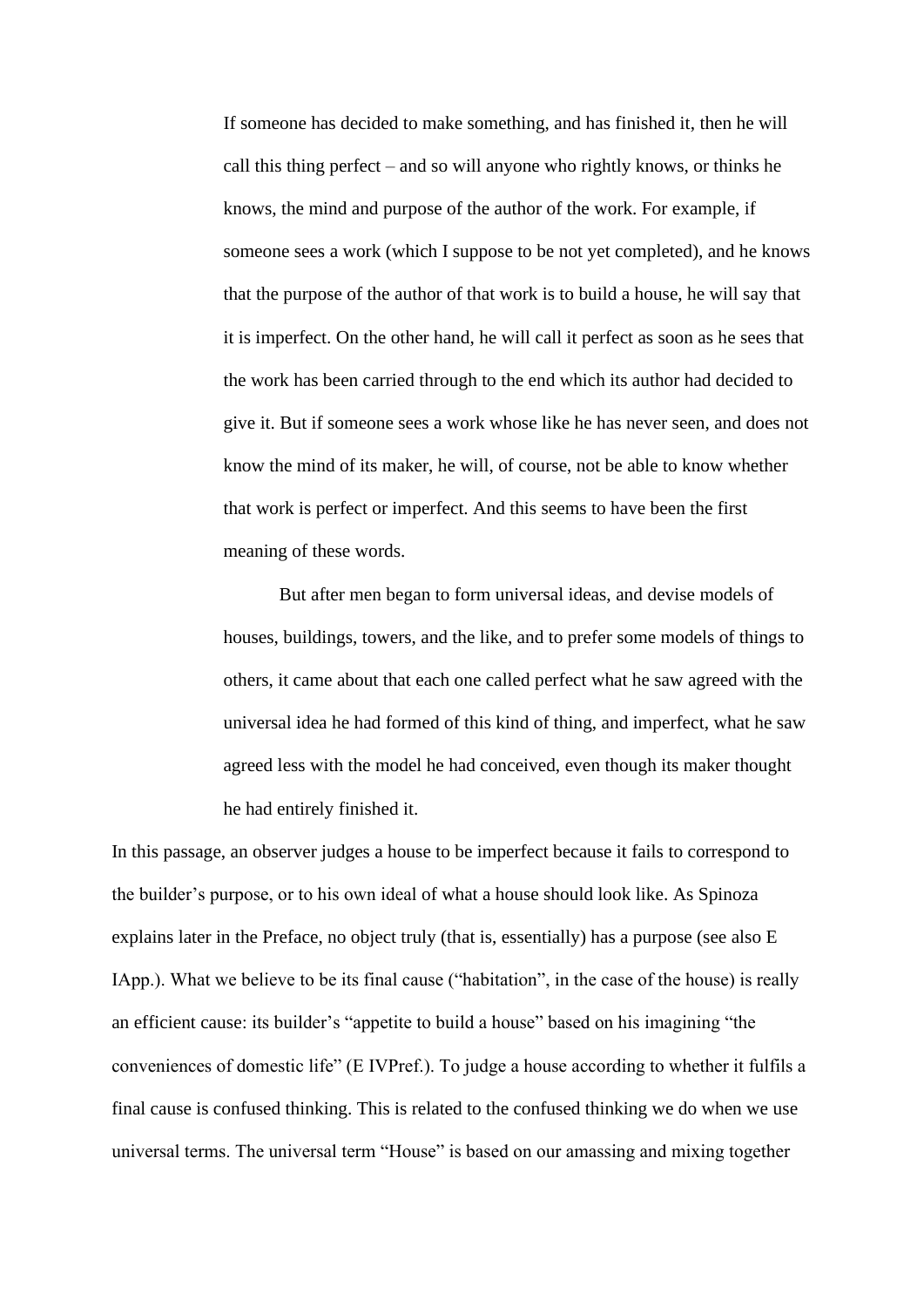> If someone has decided to make something, and has finished it, then he will call this thing perfect – and so will anyone who rightly knows, or thinks he knows, the mind and purpose of the author of the work. For example, if someone sees a work (which I suppose to be not yet completed), and he knows that the purpose of the author of that work is to build a house, he will say that it is imperfect. On the other hand, he will call it perfect as soon as he sees that the work has been carried through to the end which its author had decided to give it. But if someone sees a work whose like he has never seen, and does not know the mind of its maker, he will, of course, not be able to know whether that work is perfect or imperfect. And this seems to have been the first meaning of these words.
>
> But after men began to form universal ideas, and devise models of houses, buildings, towers, and the like, and to prefer some models of things to others, it came about that each one called perfect what he saw agreed with the universal idea he had formed of this kind of thing, and imperfect, what he saw agreed less with the model he had conceived, even though its maker thought he had entirely finished it.

In this passage, an observer judges a house to be imperfect because it fails to correspond to the builder's purpose, or to his own ideal of what a house should look like. As Spinoza explains later in the Preface, no object truly (that is, essentially) has a purpose (see also E IApp.). What we believe to be its final cause ("habitation", in the case of the house) is really an efficient cause: its builder's "appetite to build a house" based on his imagining "the conveniences of domestic life" (E IVPref.). To judge a house according to whether it fulfils a final cause is confused thinking. This is related to the confused thinking we do when we use universal terms. The universal term "House" is based on our amassing and mixing together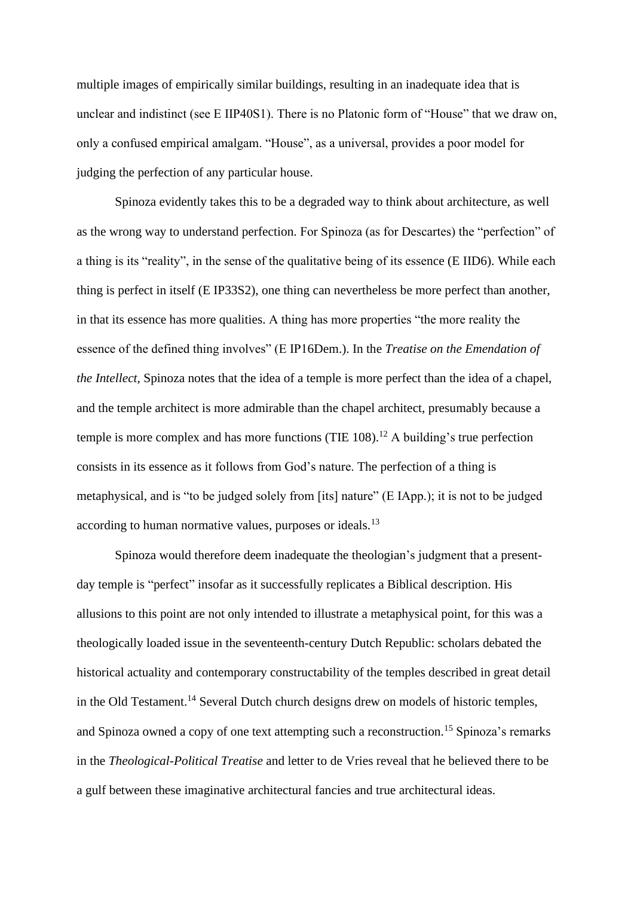multiple images of empirically similar buildings, resulting in an inadequate idea that is unclear and indistinct (see E IIP40S1). There is no Platonic form of "House" that we draw on, only a confused empirical amalgam. "House", as a universal, provides a poor model for judging the perfection of any particular house.

Spinoza evidently takes this to be a degraded way to think about architecture, as well as the wrong way to understand perfection. For Spinoza (as for Descartes) the "perfection" of a thing is its "reality", in the sense of the qualitative being of its essence (E IID6). While each thing is perfect in itself (E IP33S2), one thing can nevertheless be more perfect than another, in that its essence has more qualities. A thing has more properties "the more reality the essence of the defined thing involves" (E IP16Dem.). In the *Treatise on the Emendation of the Intellect,* Spinoza notes that the idea of a temple is more perfect than the idea of a chapel, and the temple architect is more admirable than the chapel architect, presumably because a temple is more complex and has more functions (TIE 108).[12] A building's true perfection consists in its essence as it follows from God's nature. The perfection of a thing is metaphysical, and is "to be judged solely from [its] nature" (E IApp.); it is not to be judged according to human normative values, purposes or ideals.[13]

Spinoza would therefore deem inadequate the theologian's judgment that a present-day temple is "perfect" insofar as it successfully replicates a Biblical description. His allusions to this point are not only intended to illustrate a metaphysical point, for this was a theologically loaded issue in the seventeenth-century Dutch Republic: scholars debated the historical actuality and contemporary constructability of the temples described in great detail in the Old Testament.[14] Several Dutch church designs drew on models of historic temples, and Spinoza owned a copy of one text attempting such a reconstruction.[15] Spinoza's remarks in the *Theological-Political Treatise* and letter to de Vries reveal that he believed there to be a gulf between these imaginative architectural fancies and true architectural ideas.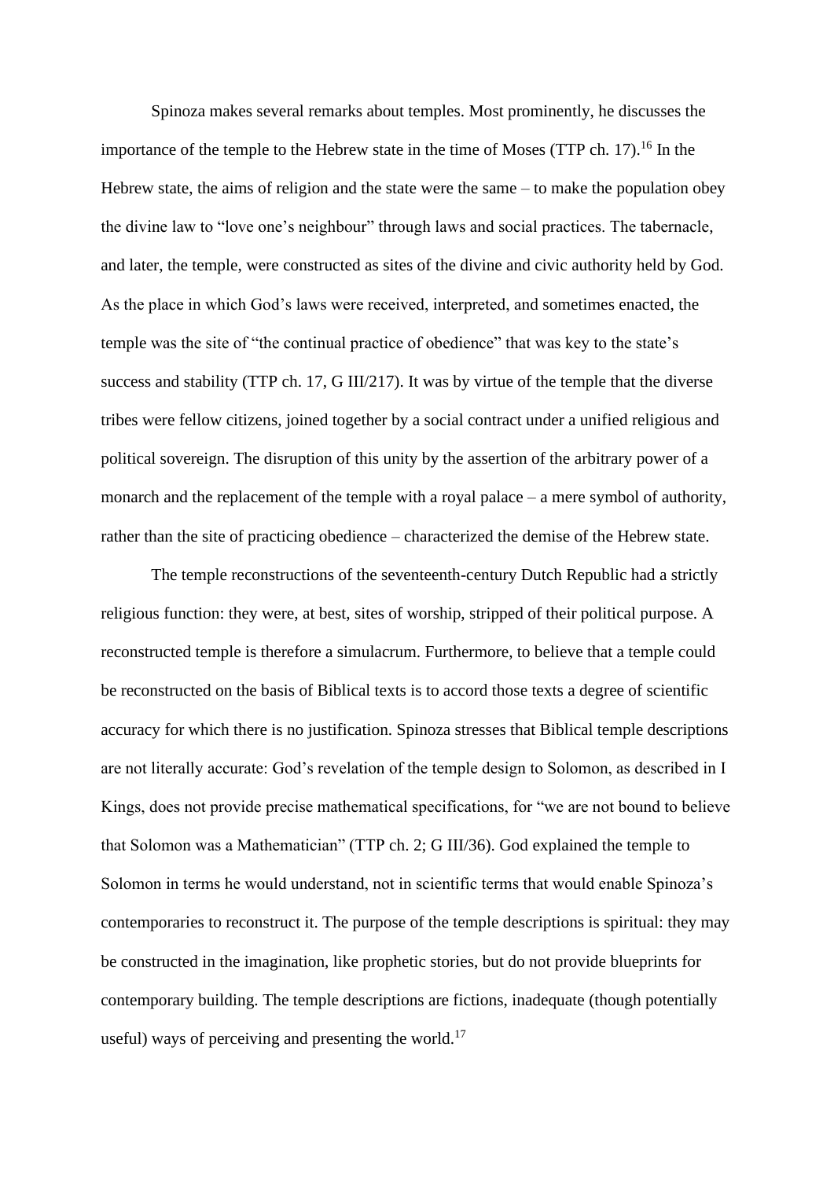Spinoza makes several remarks about temples. Most prominently, he discusses the importance of the temple to the Hebrew state in the time of Moses (TTP ch. 17).[16] In the Hebrew state, the aims of religion and the state were the same – to make the population obey the divine law to "love one's neighbour" through laws and social practices. The tabernacle, and later, the temple, were constructed as sites of the divine and civic authority held by God. As the place in which God's laws were received, interpreted, and sometimes enacted, the temple was the site of "the continual practice of obedience" that was key to the state's success and stability (TTP ch. 17, G III/217). It was by virtue of the temple that the diverse tribes were fellow citizens, joined together by a social contract under a unified religious and political sovereign. The disruption of this unity by the assertion of the arbitrary power of a monarch and the replacement of the temple with a royal palace – a mere symbol of authority, rather than the site of practicing obedience – characterized the demise of the Hebrew state.

The temple reconstructions of the seventeenth-century Dutch Republic had a strictly religious function: they were, at best, sites of worship, stripped of their political purpose. A reconstructed temple is therefore a simulacrum. Furthermore, to believe that a temple could be reconstructed on the basis of Biblical texts is to accord those texts a degree of scientific accuracy for which there is no justification. Spinoza stresses that Biblical temple descriptions are not literally accurate: God's revelation of the temple design to Solomon, as described in I Kings, does not provide precise mathematical specifications, for "we are not bound to believe that Solomon was a Mathematician" (TTP ch. 2; G III/36). God explained the temple to Solomon in terms he would understand, not in scientific terms that would enable Spinoza's contemporaries to reconstruct it. The purpose of the temple descriptions is spiritual: they may be constructed in the imagination, like prophetic stories, but do not provide blueprints for contemporary building. The temple descriptions are fictions, inadequate (though potentially useful) ways of perceiving and presenting the world.[17]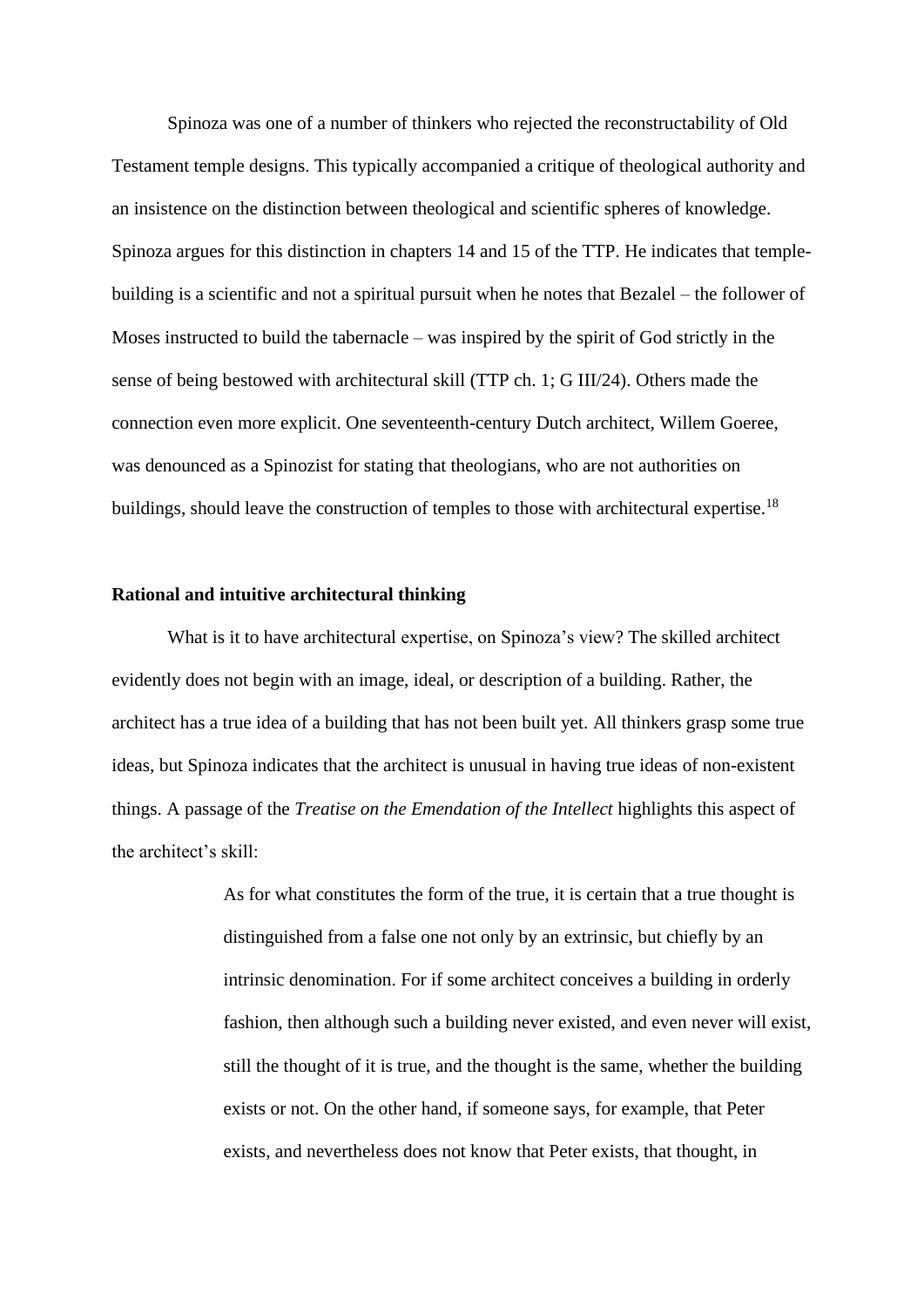Spinoza was one of a number of thinkers who rejected the reconstructability of Old Testament temple designs. This typically accompanied a critique of theological authority and an insistence on the distinction between theological and scientific spheres of knowledge. Spinoza argues for this distinction in chapters 14 and 15 of the TTP. He indicates that temple-building is a scientific and not a spiritual pursuit when he notes that Bezalel – the follower of Moses instructed to build the tabernacle – was inspired by the spirit of God strictly in the sense of being bestowed with architectural skill (TTP ch. 1; G III/24). Others made the connection even more explicit. One seventeenth-century Dutch architect, Willem Goeree, was denounced as a Spinozist for stating that theologians, who are not authorities on buildings, should leave the construction of temples to those with architectural expertise.[18]

### Rational and intuitive architectural thinking

What is it to have architectural expertise, on Spinoza's view? The skilled architect evidently does not begin with an image, ideal, or description of a building. Rather, the architect has a true idea of a building that has not been built yet. All thinkers grasp some true ideas, but Spinoza indicates that the architect is unusual in having true ideas of non-existent things. A passage of the *Treatise on the Emendation of the Intellect* highlights this aspect of the architect's skill:

> As for what constitutes the form of the true, it is certain that a true thought is distinguished from a false one not only by an extrinsic, but chiefly by an intrinsic denomination. For if some architect conceives a building in orderly fashion, then although such a building never existed, and even never will exist, still the thought of it is true, and the thought is the same, whether the building exists or not. On the other hand, if someone says, for example, that Peter exists, and nevertheless does not know that Peter exists, that thought, in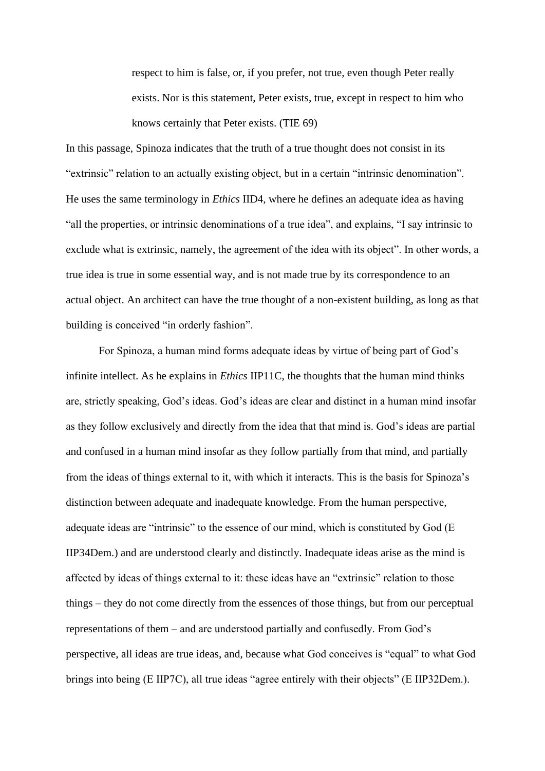> respect to him is false, or, if you prefer, not true, even though Peter really exists. Nor is this statement, Peter exists, true, except in respect to him who knows certainly that Peter exists. (TIE 69)

In this passage, Spinoza indicates that the truth of a true thought does not consist in its "extrinsic" relation to an actually existing object, but in a certain "intrinsic denomination". He uses the same terminology in *Ethics* IID4, where he defines an adequate idea as having "all the properties, or intrinsic denominations of a true idea", and explains, "I say intrinsic to exclude what is extrinsic, namely, the agreement of the idea with its object". In other words, a true idea is true in some essential way, and is not made true by its correspondence to an actual object. An architect can have the true thought of a non-existent building, as long as that building is conceived "in orderly fashion".

For Spinoza, a human mind forms adequate ideas by virtue of being part of God's infinite intellect. As he explains in *Ethics* IIP11C, the thoughts that the human mind thinks are, strictly speaking, God's ideas. God's ideas are clear and distinct in a human mind insofar as they follow exclusively and directly from the idea that that mind is. God's ideas are partial and confused in a human mind insofar as they follow partially from that mind, and partially from the ideas of things external to it, with which it interacts. This is the basis for Spinoza's distinction between adequate and inadequate knowledge. From the human perspective, adequate ideas are "intrinsic" to the essence of our mind, which is constituted by God (E IIP34Dem.) and are understood clearly and distinctly. Inadequate ideas arise as the mind is affected by ideas of things external to it: these ideas have an "extrinsic" relation to those things – they do not come directly from the essences of those things, but from our perceptual representations of them – and are understood partially and confusedly. From God's perspective, all ideas are true ideas, and, because what God conceives is "equal" to what God brings into being (E IIP7C), all true ideas "agree entirely with their objects" (E IIP32Dem.).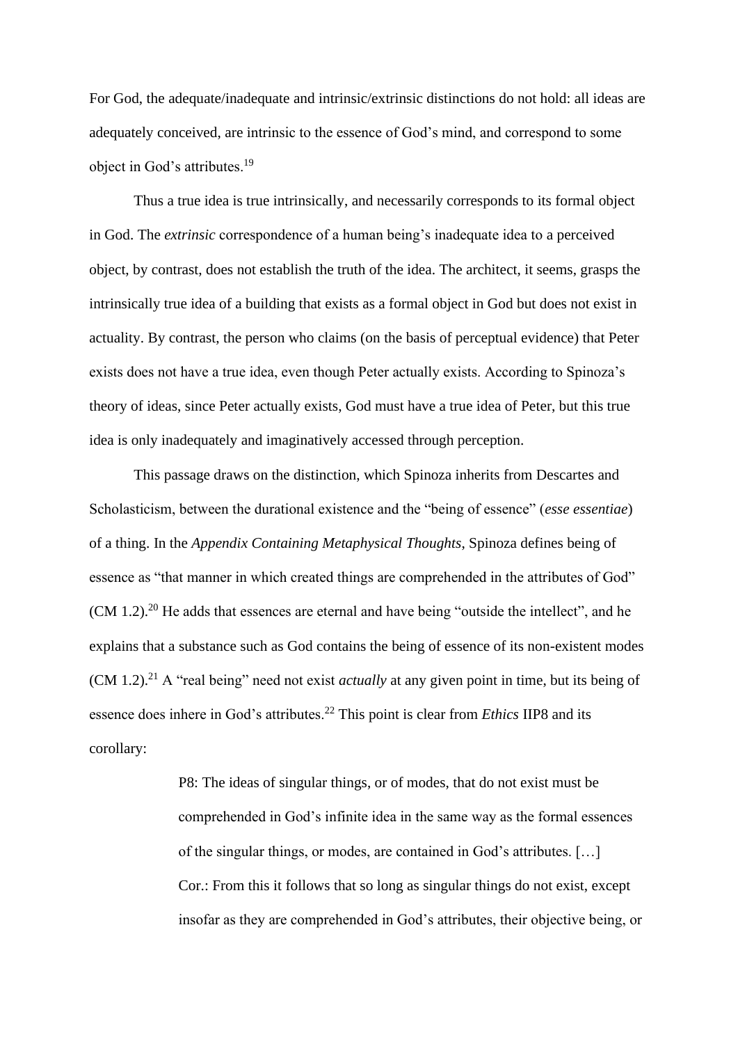For God, the adequate/inadequate and intrinsic/extrinsic distinctions do not hold: all ideas are adequately conceived, are intrinsic to the essence of God's mind, and correspond to some object in God's attributes.[19]

Thus a true idea is true intrinsically, and necessarily corresponds to its formal object in God. The *extrinsic* correspondence of a human being's inadequate idea to a perceived object, by contrast, does not establish the truth of the idea. The architect, it seems, grasps the intrinsically true idea of a building that exists as a formal object in God but does not exist in actuality. By contrast, the person who claims (on the basis of perceptual evidence) that Peter exists does not have a true idea, even though Peter actually exists. According to Spinoza's theory of ideas, since Peter actually exists, God must have a true idea of Peter, but this true idea is only inadequately and imaginatively accessed through perception.

This passage draws on the distinction, which Spinoza inherits from Descartes and Scholasticism, between the durational existence and the "being of essence" (*esse essentiae*) of a thing. In the *Appendix Containing Metaphysical Thoughts*, Spinoza defines being of essence as "that manner in which created things are comprehended in the attributes of God" (CM 1.2).[20] He adds that essences are eternal and have being "outside the intellect", and he explains that a substance such as God contains the being of essence of its non-existent modes (CM 1.2).[21] A "real being" need not exist *actually* at any given point in time, but its being of essence does inhere in God's attributes.[22] This point is clear from *Ethics* IIP8 and its corollary:

> P8: The ideas of singular things, or of modes, that do not exist must be comprehended in God's infinite idea in the same way as the formal essences of the singular things, or modes, are contained in God's attributes. […]
> Cor.: From this it follows that so long as singular things do not exist, except insofar as they are comprehended in God's attributes, their objective being, or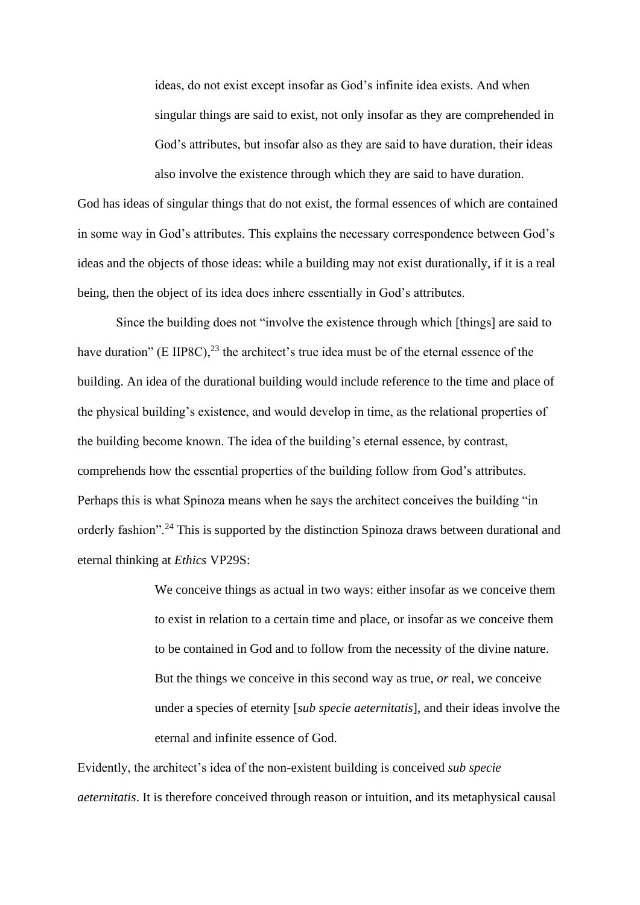> ideas, do not exist except insofar as God's infinite idea exists. And when singular things are said to exist, not only insofar as they are comprehended in God's attributes, but insofar also as they are said to have duration, their ideas also involve the existence through which they are said to have duration.

God has ideas of singular things that do not exist, the formal essences of which are contained in some way in God's attributes. This explains the necessary correspondence between God's ideas and the objects of those ideas: while a building may not exist durationally, if it is a real being, then the object of its idea does inhere essentially in God's attributes.

Since the building does not "involve the existence through which [things] are said to have duration" (E IIP8C),[23] the architect's true idea must be of the eternal essence of the building. An idea of the durational building would include reference to the time and place of the physical building's existence, and would develop in time, as the relational properties of the building become known. The idea of the building's eternal essence, by contrast, comprehends how the essential properties of the building follow from God's attributes. Perhaps this is what Spinoza means when he says the architect conceives the building "in orderly fashion".[24] This is supported by the distinction Spinoza draws between durational and eternal thinking at *Ethics* VP29S:

> We conceive things as actual in two ways: either insofar as we conceive them to exist in relation to a certain time and place, or insofar as we conceive them to be contained in God and to follow from the necessity of the divine nature. But the things we conceive in this second way as true, *or* real, we conceive under a species of eternity [*sub specie aeternitatis*], and their ideas involve the eternal and infinite essence of God.

Evidently, the architect's idea of the non-existent building is conceived *sub specie aeternitatis*. It is therefore conceived through reason or intuition, and its metaphysical causal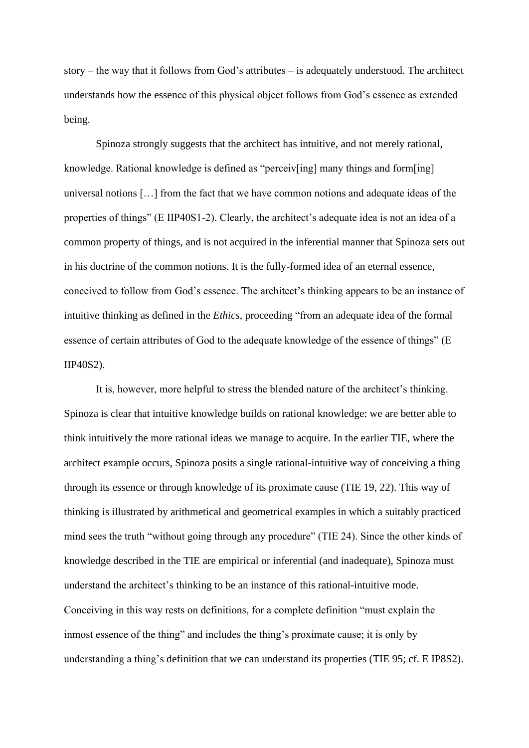story – the way that it follows from God's attributes – is adequately understood. The architect understands how the essence of this physical object follows from God's essence as extended being.

Spinoza strongly suggests that the architect has intuitive, and not merely rational, knowledge. Rational knowledge is defined as "perceiv[ing] many things and form[ing] universal notions […] from the fact that we have common notions and adequate ideas of the properties of things" (E IIP40S1-2). Clearly, the architect's adequate idea is not an idea of a common property of things, and is not acquired in the inferential manner that Spinoza sets out in his doctrine of the common notions. It is the fully-formed idea of an eternal essence, conceived to follow from God's essence. The architect's thinking appears to be an instance of intuitive thinking as defined in the *Ethics*, proceeding "from an adequate idea of the formal essence of certain attributes of God to the adequate knowledge of the essence of things" (E IIP40S2).

It is, however, more helpful to stress the blended nature of the architect's thinking. Spinoza is clear that intuitive knowledge builds on rational knowledge: we are better able to think intuitively the more rational ideas we manage to acquire. In the earlier TIE, where the architect example occurs, Spinoza posits a single rational-intuitive way of conceiving a thing through its essence or through knowledge of its proximate cause (TIE 19, 22). This way of thinking is illustrated by arithmetical and geometrical examples in which a suitably practiced mind sees the truth "without going through any procedure" (TIE 24). Since the other kinds of knowledge described in the TIE are empirical or inferential (and inadequate), Spinoza must understand the architect's thinking to be an instance of this rational-intuitive mode. Conceiving in this way rests on definitions, for a complete definition "must explain the inmost essence of the thing" and includes the thing's proximate cause; it is only by understanding a thing's definition that we can understand its properties (TIE 95; cf. E IP8S2).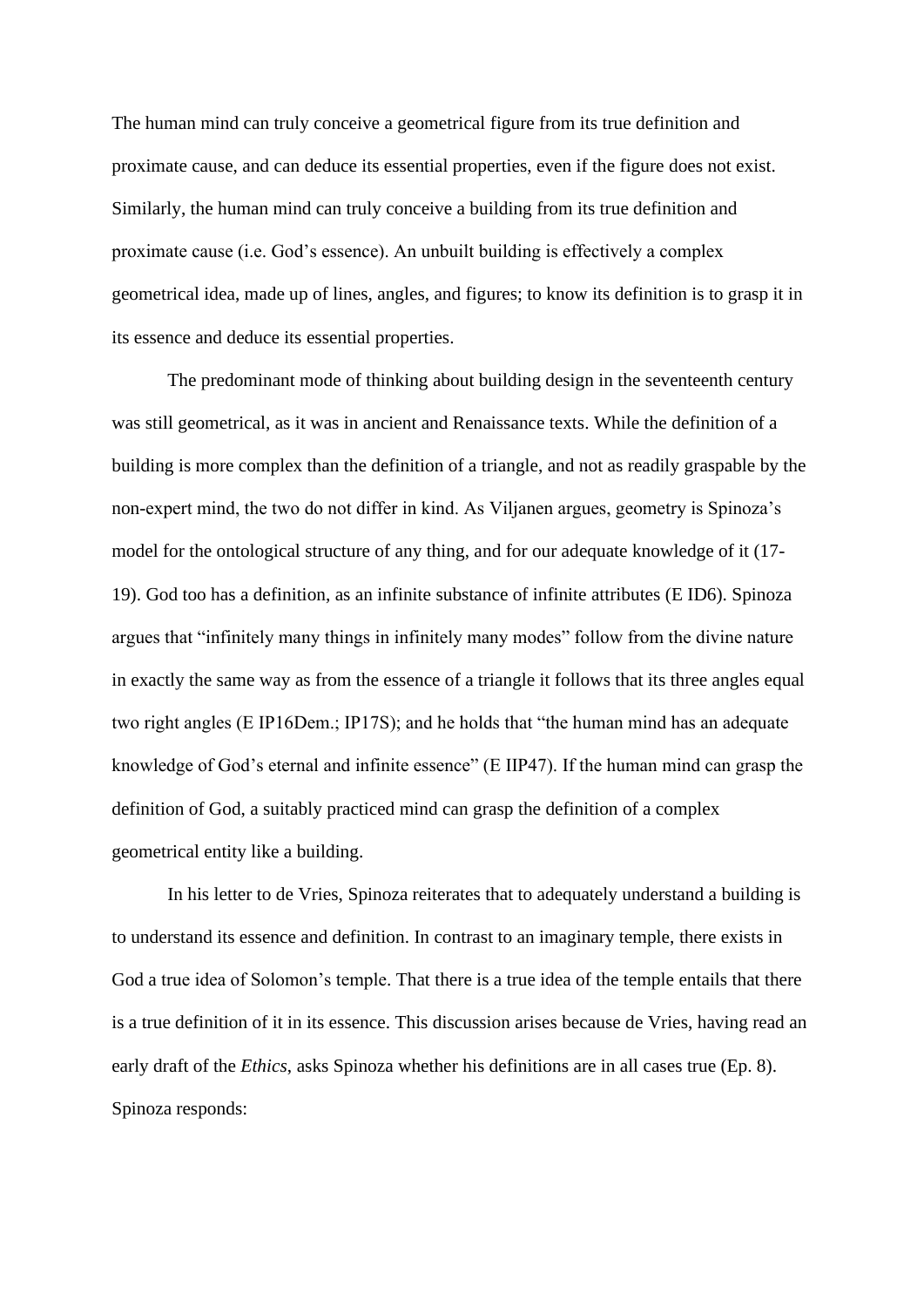The human mind can truly conceive a geometrical figure from its true definition and proximate cause, and can deduce its essential properties, even if the figure does not exist. Similarly, the human mind can truly conceive a building from its true definition and proximate cause (i.e. God's essence). An unbuilt building is effectively a complex geometrical idea, made up of lines, angles, and figures; to know its definition is to grasp it in its essence and deduce its essential properties.

The predominant mode of thinking about building design in the seventeenth century was still geometrical, as it was in ancient and Renaissance texts. While the definition of a building is more complex than the definition of a triangle, and not as readily graspable by the non-expert mind, the two do not differ in kind. As Viljanen argues, geometry is Spinoza's model for the ontological structure of any thing, and for our adequate knowledge of it (17-19). God too has a definition, as an infinite substance of infinite attributes (E ID6). Spinoza argues that "infinitely many things in infinitely many modes" follow from the divine nature in exactly the same way as from the essence of a triangle it follows that its three angles equal two right angles (E IP16Dem.; IP17S); and he holds that "the human mind has an adequate knowledge of God's eternal and infinite essence" (E IIP47). If the human mind can grasp the definition of God, a suitably practiced mind can grasp the definition of a complex geometrical entity like a building.

In his letter to de Vries, Spinoza reiterates that to adequately understand a building is to understand its essence and definition. In contrast to an imaginary temple, there exists in God a true idea of Solomon's temple. That there is a true idea of the temple entails that there is a true definition of it in its essence. This discussion arises because de Vries, having read an early draft of the *Ethics*, asks Spinoza whether his definitions are in all cases true (Ep. 8). Spinoza responds: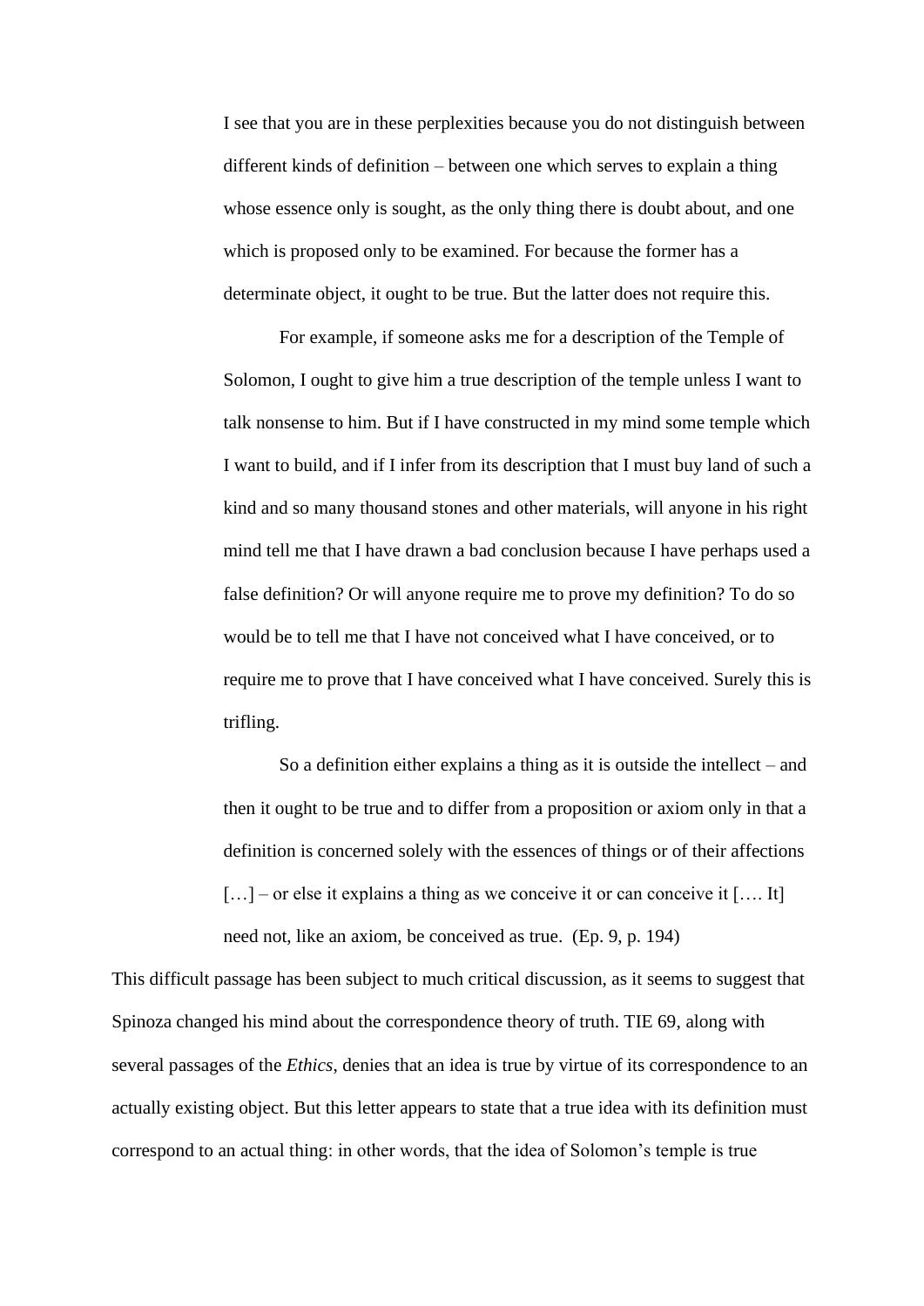> I see that you are in these perplexities because you do not distinguish between different kinds of definition – between one which serves to explain a thing whose essence only is sought, as the only thing there is doubt about, and one which is proposed only to be examined. For because the former has a determinate object, it ought to be true. But the latter does not require this.
>
> For example, if someone asks me for a description of the Temple of Solomon, I ought to give him a true description of the temple unless I want to talk nonsense to him. But if I have constructed in my mind some temple which I want to build, and if I infer from its description that I must buy land of such a kind and so many thousand stones and other materials, will anyone in his right mind tell me that I have drawn a bad conclusion because I have perhaps used a false definition? Or will anyone require me to prove my definition? To do so would be to tell me that I have not conceived what I have conceived, or to require me to prove that I have conceived what I have conceived. Surely this is trifling.
>
> So a definition either explains a thing as it is outside the intellect – and then it ought to be true and to differ from a proposition or axiom only in that a definition is concerned solely with the essences of things or of their affections […] – or else it explains a thing as we conceive it or can conceive it [.… It] need not, like an axiom, be conceived as true. (Ep. 9, p. 194)

This difficult passage has been subject to much critical discussion, as it seems to suggest that Spinoza changed his mind about the correspondence theory of truth. TIE 69, along with several passages of the *Ethics*, denies that an idea is true by virtue of its correspondence to an actually existing object. But this letter appears to state that a true idea with its definition must correspond to an actual thing: in other words, that the idea of Solomon's temple is true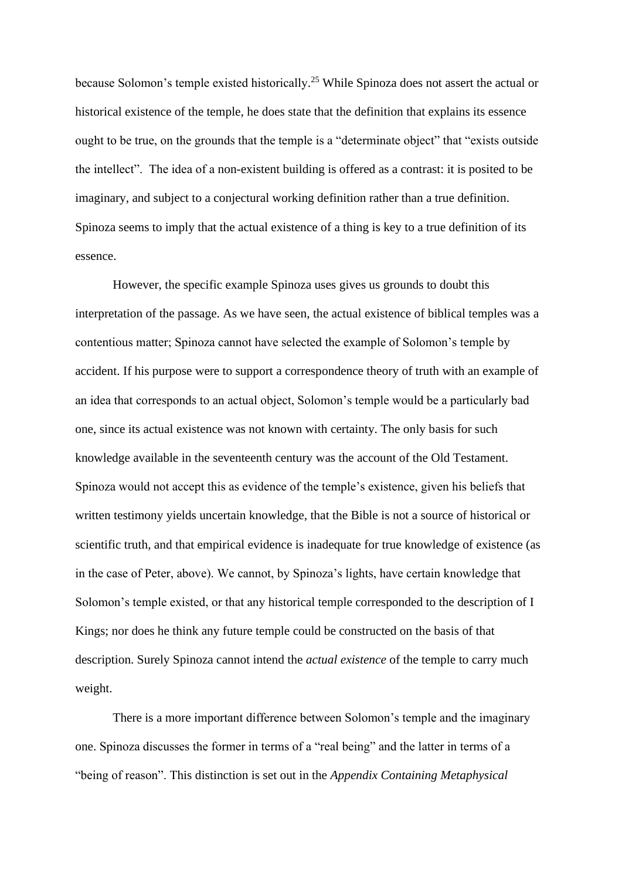because Solomon's temple existed historically.[25] While Spinoza does not assert the actual or historical existence of the temple, he does state that the definition that explains its essence ought to be true, on the grounds that the temple is a "determinate object" that "exists outside the intellect". The idea of a non-existent building is offered as a contrast: it is posited to be imaginary, and subject to a conjectural working definition rather than a true definition. Spinoza seems to imply that the actual existence of a thing is key to a true definition of its essence.

However, the specific example Spinoza uses gives us grounds to doubt this interpretation of the passage. As we have seen, the actual existence of biblical temples was a contentious matter; Spinoza cannot have selected the example of Solomon's temple by accident. If his purpose were to support a correspondence theory of truth with an example of an idea that corresponds to an actual object, Solomon's temple would be a particularly bad one, since its actual existence was not known with certainty. The only basis for such knowledge available in the seventeenth century was the account of the Old Testament. Spinoza would not accept this as evidence of the temple's existence, given his beliefs that written testimony yields uncertain knowledge, that the Bible is not a source of historical or scientific truth, and that empirical evidence is inadequate for true knowledge of existence (as in the case of Peter, above). We cannot, by Spinoza's lights, have certain knowledge that Solomon's temple existed, or that any historical temple corresponded to the description of I Kings; nor does he think any future temple could be constructed on the basis of that description. Surely Spinoza cannot intend the *actual existence* of the temple to carry much weight.

There is a more important difference between Solomon's temple and the imaginary one. Spinoza discusses the former in terms of a "real being" and the latter in terms of a "being of reason". This distinction is set out in the *Appendix Containing Metaphysical*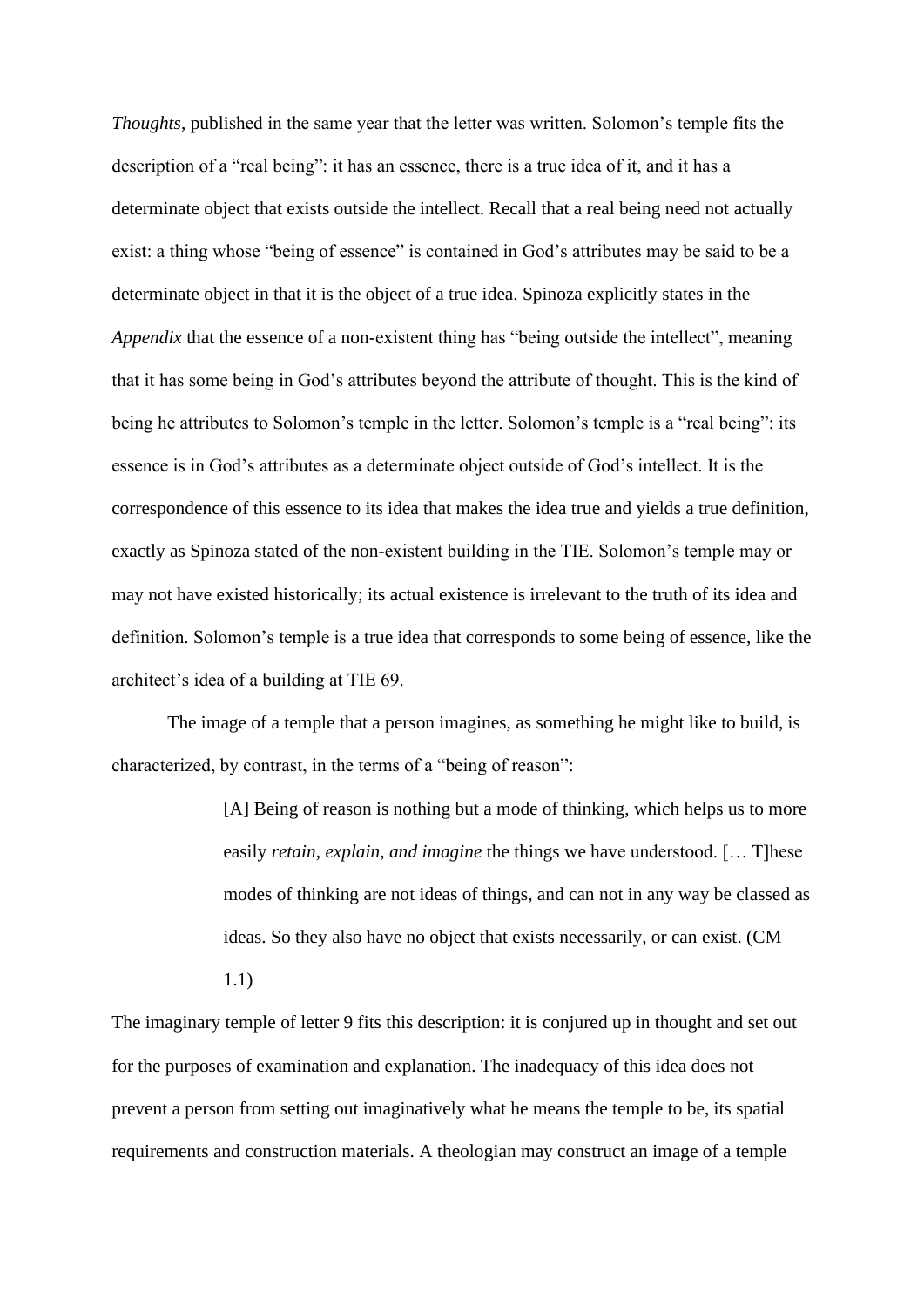*Thoughts*, published in the same year that the letter was written. Solomon's temple fits the description of a "real being": it has an essence, there is a true idea of it, and it has a determinate object that exists outside the intellect. Recall that a real being need not actually exist: a thing whose "being of essence" is contained in God's attributes may be said to be a determinate object in that it is the object of a true idea. Spinoza explicitly states in the *Appendix* that the essence of a non-existent thing has "being outside the intellect", meaning that it has some being in God's attributes beyond the attribute of thought. This is the kind of being he attributes to Solomon's temple in the letter. Solomon's temple is a "real being": its essence is in God's attributes as a determinate object outside of God's intellect. It is the correspondence of this essence to its idea that makes the idea true and yields a true definition, exactly as Spinoza stated of the non-existent building in the TIE. Solomon's temple may or may not have existed historically; its actual existence is irrelevant to the truth of its idea and definition. Solomon's temple is a true idea that corresponds to some being of essence, like the architect's idea of a building at TIE 69.

The image of a temple that a person imagines, as something he might like to build, is characterized, by contrast, in the terms of a "being of reason":

> [A] Being of reason is nothing but a mode of thinking, which helps us to more easily *retain, explain, and imagine* the things we have understood. [… T]hese modes of thinking are not ideas of things, and can not in any way be classed as ideas. So they also have no object that exists necessarily, or can exist. (CM 1.1)

The imaginary temple of letter 9 fits this description: it is conjured up in thought and set out for the purposes of examination and explanation. The inadequacy of this idea does not prevent a person from setting out imaginatively what he means the temple to be, its spatial requirements and construction materials. A theologian may construct an image of a temple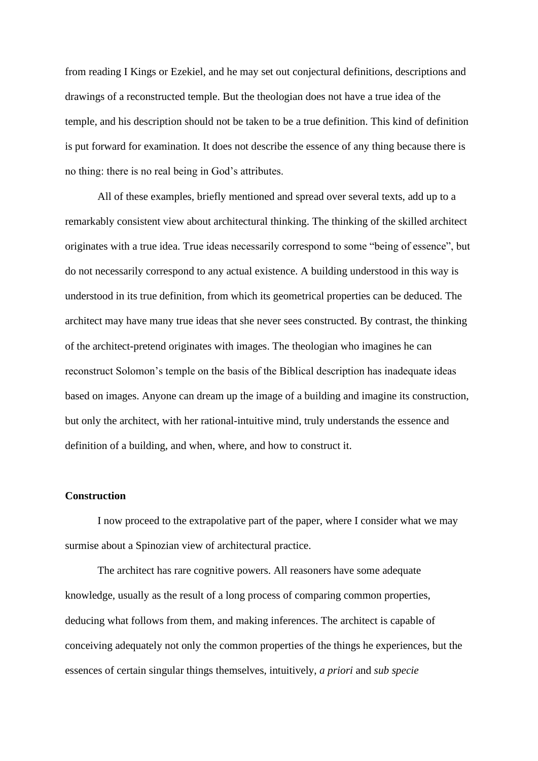from reading I Kings or Ezekiel, and he may set out conjectural definitions, descriptions and drawings of a reconstructed temple. But the theologian does not have a true idea of the temple, and his description should not be taken to be a true definition. This kind of definition is put forward for examination. It does not describe the essence of any thing because there is no thing: there is no real being in God's attributes.

All of these examples, briefly mentioned and spread over several texts, add up to a remarkably consistent view about architectural thinking. The thinking of the skilled architect originates with a true idea. True ideas necessarily correspond to some "being of essence", but do not necessarily correspond to any actual existence. A building understood in this way is understood in its true definition, from which its geometrical properties can be deduced. The architect may have many true ideas that she never sees constructed. By contrast, the thinking of the architect-pretend originates with images. The theologian who imagines he can reconstruct Solomon's temple on the basis of the Biblical description has inadequate ideas based on images. Anyone can dream up the image of a building and imagine its construction, but only the architect, with her rational-intuitive mind, truly understands the essence and definition of a building, and when, where, and how to construct it.

## Construction

I now proceed to the extrapolative part of the paper, where I consider what we may surmise about a Spinozian view of architectural practice.

The architect has rare cognitive powers. All reasoners have some adequate knowledge, usually as the result of a long process of comparing common properties, deducing what follows from them, and making inferences. The architect is capable of conceiving adequately not only the common properties of the things he experiences, but the essences of certain singular things themselves, intuitively, *a priori* and *sub specie*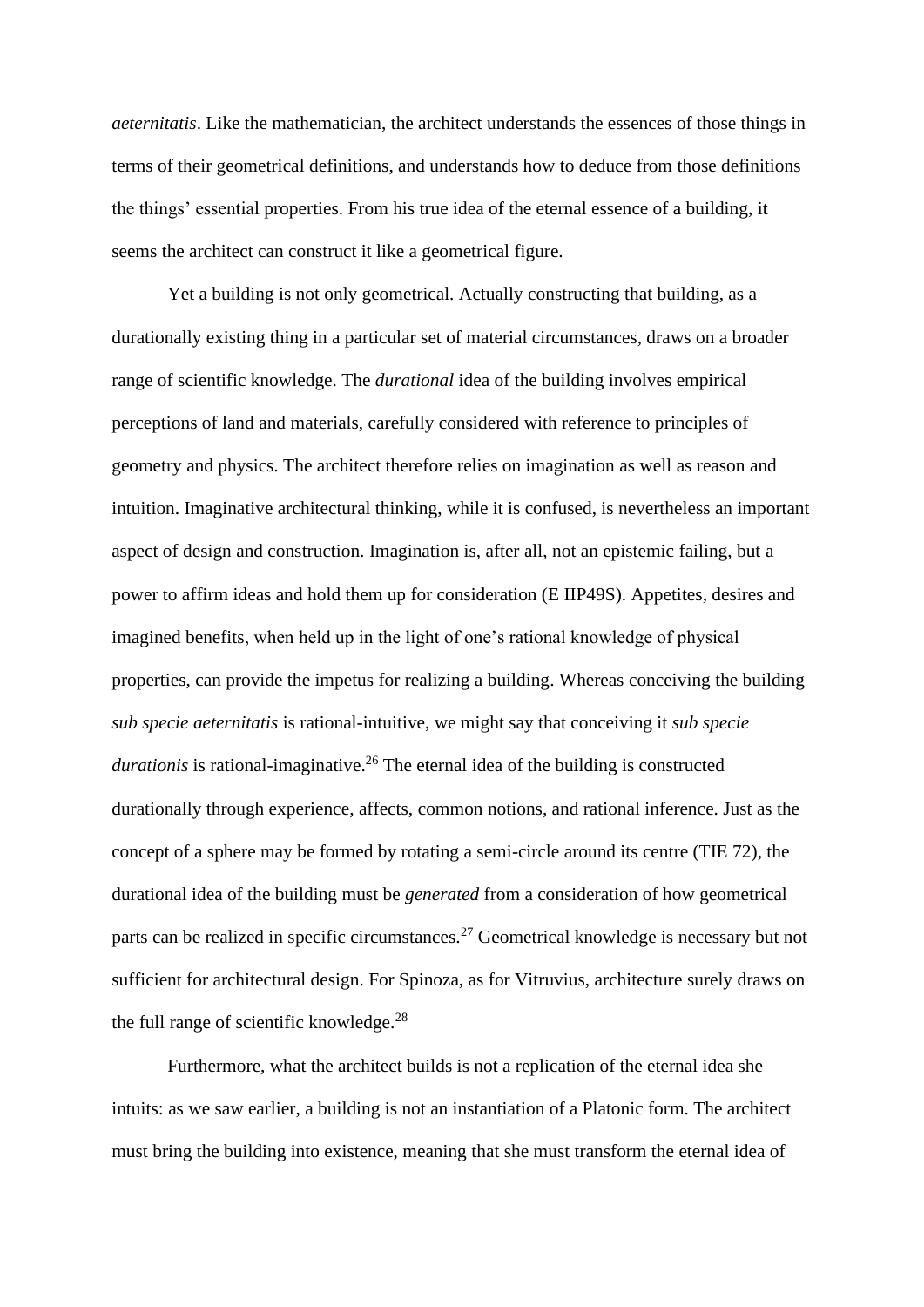*aeternitatis*. Like the mathematician, the architect understands the essences of those things in terms of their geometrical definitions, and understands how to deduce from those definitions the things' essential properties. From his true idea of the eternal essence of a building, it seems the architect can construct it like a geometrical figure.

Yet a building is not only geometrical. Actually constructing that building, as a durationally existing thing in a particular set of material circumstances, draws on a broader range of scientific knowledge. The *durational* idea of the building involves empirical perceptions of land and materials, carefully considered with reference to principles of geometry and physics. The architect therefore relies on imagination as well as reason and intuition. Imaginative architectural thinking, while it is confused, is nevertheless an important aspect of design and construction. Imagination is, after all, not an epistemic failing, but a power to affirm ideas and hold them up for consideration (E IIP49S). Appetites, desires and imagined benefits, when held up in the light of one's rational knowledge of physical properties, can provide the impetus for realizing a building. Whereas conceiving the building *sub specie aeternitatis* is rational-intuitive, we might say that conceiving it *sub specie durationis* is rational-imaginative.[26] The eternal idea of the building is constructed durationally through experience, affects, common notions, and rational inference. Just as the concept of a sphere may be formed by rotating a semi-circle around its centre (TIE 72), the durational idea of the building must be *generated* from a consideration of how geometrical parts can be realized in specific circumstances.[27] Geometrical knowledge is necessary but not sufficient for architectural design. For Spinoza, as for Vitruvius, architecture surely draws on the full range of scientific knowledge.[28]

Furthermore, what the architect builds is not a replication of the eternal idea she intuits: as we saw earlier, a building is not an instantiation of a Platonic form. The architect must bring the building into existence, meaning that she must transform the eternal idea of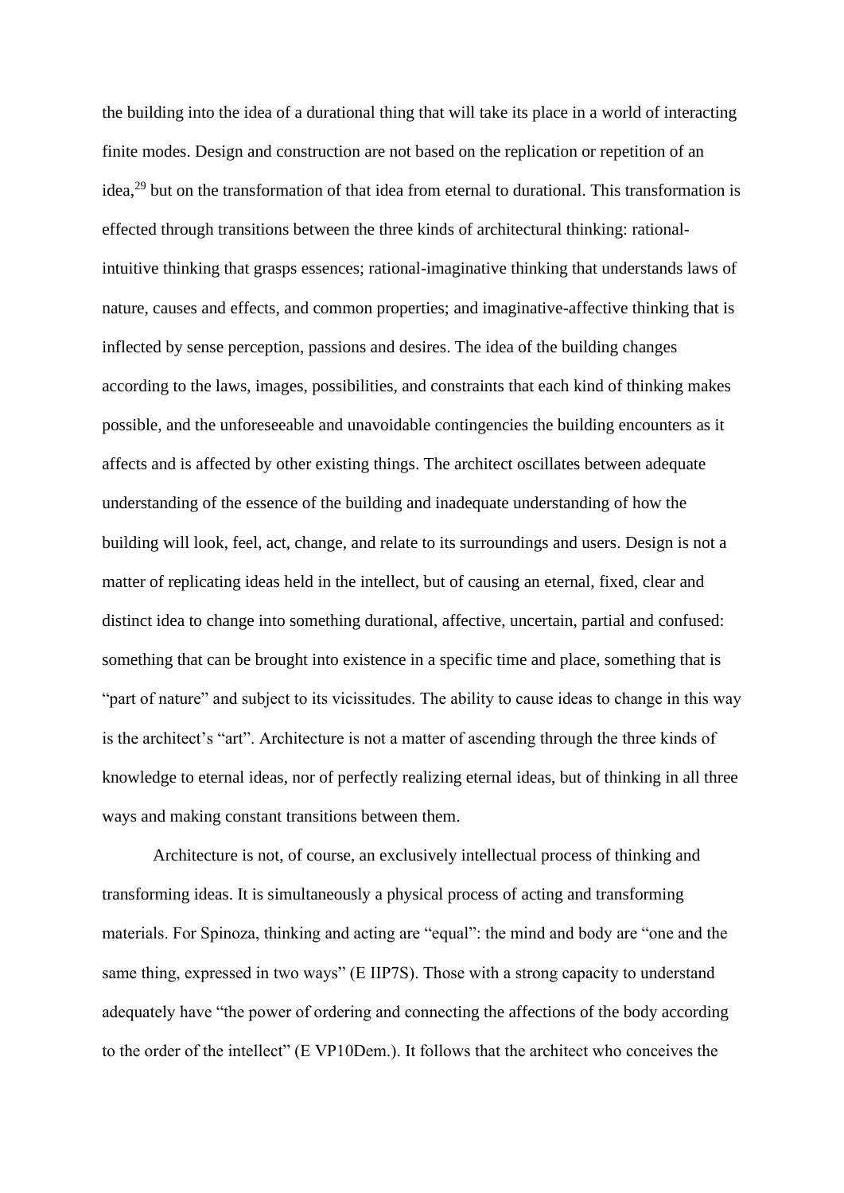the building into the idea of a durational thing that will take its place in a world of interacting finite modes. Design and construction are not based on the replication or repetition of an idea,[29] but on the transformation of that idea from eternal to durational. This transformation is effected through transitions between the three kinds of architectural thinking: rational-intuitive thinking that grasps essences; rational-imaginative thinking that understands laws of nature, causes and effects, and common properties; and imaginative-affective thinking that is inflected by sense perception, passions and desires. The idea of the building changes according to the laws, images, possibilities, and constraints that each kind of thinking makes possible, and the unforeseeable and unavoidable contingencies the building encounters as it affects and is affected by other existing things. The architect oscillates between adequate understanding of the essence of the building and inadequate understanding of how the building will look, feel, act, change, and relate to its surroundings and users. Design is not a matter of replicating ideas held in the intellect, but of causing an eternal, fixed, clear and distinct idea to change into something durational, affective, uncertain, partial and confused: something that can be brought into existence in a specific time and place, something that is "part of nature" and subject to its vicissitudes. The ability to cause ideas to change in this way is the architect's "art". Architecture is not a matter of ascending through the three kinds of knowledge to eternal ideas, nor of perfectly realizing eternal ideas, but of thinking in all three ways and making constant transitions between them.

Architecture is not, of course, an exclusively intellectual process of thinking and transforming ideas. It is simultaneously a physical process of acting and transforming materials. For Spinoza, thinking and acting are "equal": the mind and body are "one and the same thing, expressed in two ways" (E IIP7S). Those with a strong capacity to understand adequately have "the power of ordering and connecting the affections of the body according to the order of the intellect" (E VP10Dem.). It follows that the architect who conceives the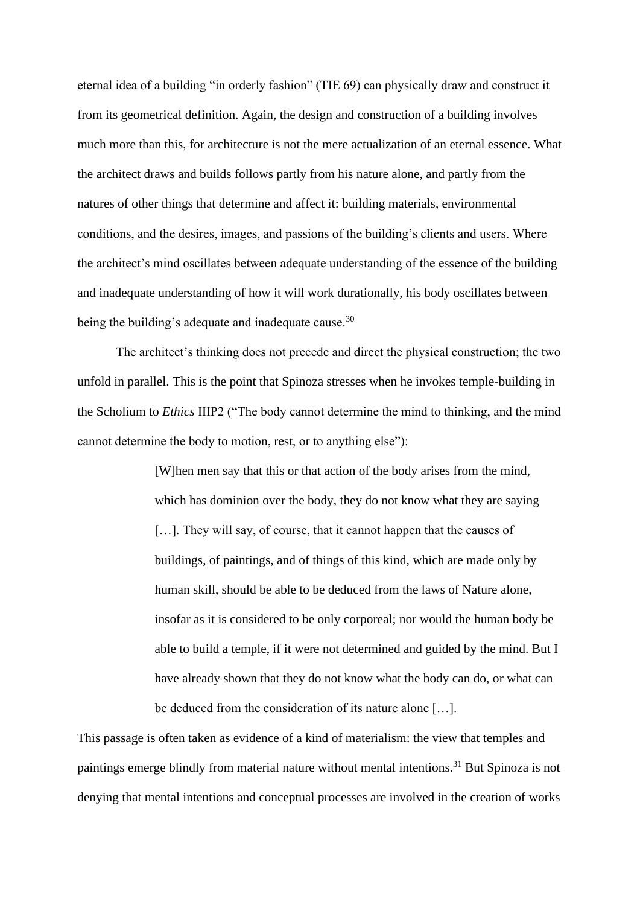eternal idea of a building "in orderly fashion" (TIE 69) can physically draw and construct it from its geometrical definition. Again, the design and construction of a building involves much more than this, for architecture is not the mere actualization of an eternal essence. What the architect draws and builds follows partly from his nature alone, and partly from the natures of other things that determine and affect it: building materials, environmental conditions, and the desires, images, and passions of the building's clients and users. Where the architect's mind oscillates between adequate understanding of the essence of the building and inadequate understanding of how it will work durationally, his body oscillates between being the building's adequate and inadequate cause.[30]

The architect's thinking does not precede and direct the physical construction; the two unfold in parallel. This is the point that Spinoza stresses when he invokes temple-building in the Scholium to *Ethics* IIIP2 ("The body cannot determine the mind to thinking, and the mind cannot determine the body to motion, rest, or to anything else"):

> [W]hen men say that this or that action of the body arises from the mind, which has dominion over the body, they do not know what they are saying […]. They will say, of course, that it cannot happen that the causes of buildings, of paintings, and of things of this kind, which are made only by human skill, should be able to be deduced from the laws of Nature alone, insofar as it is considered to be only corporeal; nor would the human body be able to build a temple, if it were not determined and guided by the mind. But I have already shown that they do not know what the body can do, or what can be deduced from the consideration of its nature alone […].

This passage is often taken as evidence of a kind of materialism: the view that temples and paintings emerge blindly from material nature without mental intentions.[31] But Spinoza is not denying that mental intentions and conceptual processes are involved in the creation of works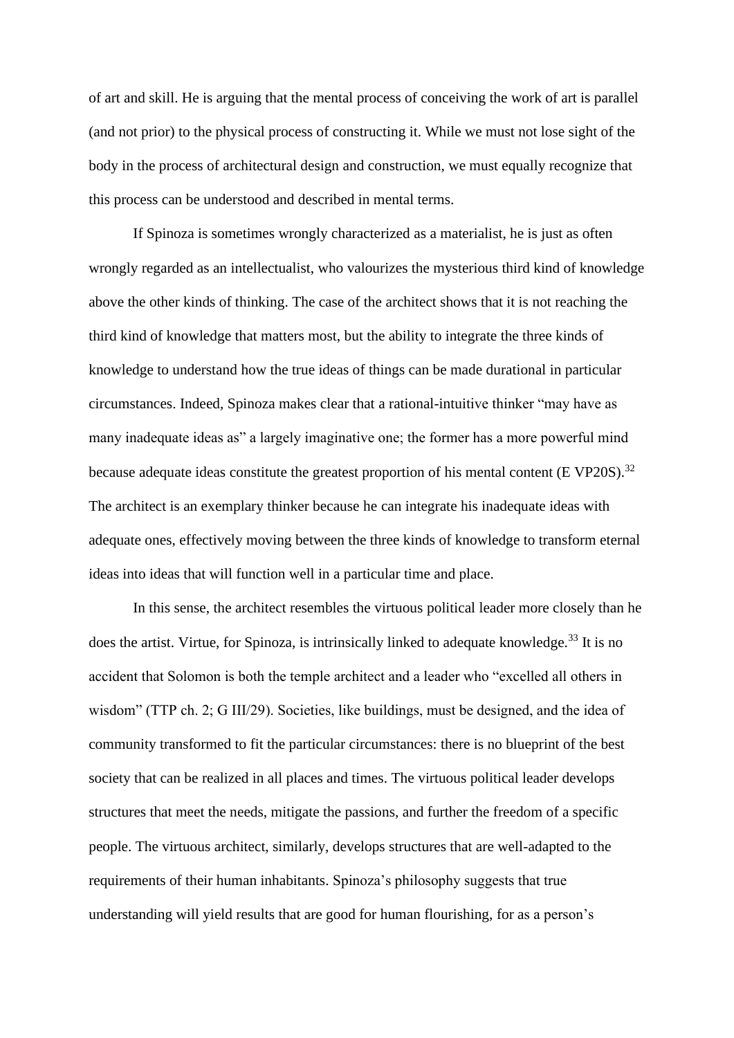of art and skill. He is arguing that the mental process of conceiving the work of art is parallel (and not prior) to the physical process of constructing it. While we must not lose sight of the body in the process of architectural design and construction, we must equally recognize that this process can be understood and described in mental terms.

If Spinoza is sometimes wrongly characterized as a materialist, he is just as often wrongly regarded as an intellectualist, who valourizes the mysterious third kind of knowledge above the other kinds of thinking. The case of the architect shows that it is not reaching the third kind of knowledge that matters most, but the ability to integrate the three kinds of knowledge to understand how the true ideas of things can be made durational in particular circumstances. Indeed, Spinoza makes clear that a rational-intuitive thinker "may have as many inadequate ideas as" a largely imaginative one; the former has a more powerful mind because adequate ideas constitute the greatest proportion of his mental content (E VP20S).[32] The architect is an exemplary thinker because he can integrate his inadequate ideas with adequate ones, effectively moving between the three kinds of knowledge to transform eternal ideas into ideas that will function well in a particular time and place.

In this sense, the architect resembles the virtuous political leader more closely than he does the artist. Virtue, for Spinoza, is intrinsically linked to adequate knowledge.[33] It is no accident that Solomon is both the temple architect and a leader who "excelled all others in wisdom" (TTP ch. 2; G III/29). Societies, like buildings, must be designed, and the idea of community transformed to fit the particular circumstances: there is no blueprint of the best society that can be realized in all places and times. The virtuous political leader develops structures that meet the needs, mitigate the passions, and further the freedom of a specific people. The virtuous architect, similarly, develops structures that are well-adapted to the requirements of their human inhabitants. Spinoza's philosophy suggests that true understanding will yield results that are good for human flourishing, for as a person's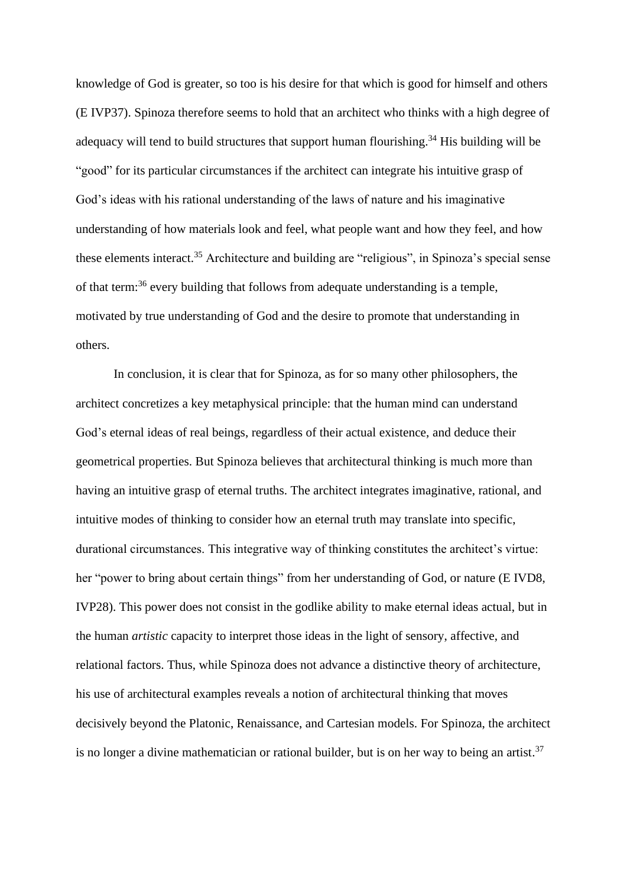knowledge of God is greater, so too is his desire for that which is good for himself and others (E IVP37). Spinoza therefore seems to hold that an architect who thinks with a high degree of adequacy will tend to build structures that support human flourishing.[34] His building will be "good" for its particular circumstances if the architect can integrate his intuitive grasp of God's ideas with his rational understanding of the laws of nature and his imaginative understanding of how materials look and feel, what people want and how they feel, and how these elements interact.[35] Architecture and building are "religious", in Spinoza's special sense of that term:[36] every building that follows from adequate understanding is a temple, motivated by true understanding of God and the desire to promote that understanding in others.

In conclusion, it is clear that for Spinoza, as for so many other philosophers, the architect concretizes a key metaphysical principle: that the human mind can understand God's eternal ideas of real beings, regardless of their actual existence, and deduce their geometrical properties. But Spinoza believes that architectural thinking is much more than having an intuitive grasp of eternal truths. The architect integrates imaginative, rational, and intuitive modes of thinking to consider how an eternal truth may translate into specific, durational circumstances. This integrative way of thinking constitutes the architect's virtue: her "power to bring about certain things" from her understanding of God, or nature (E IVD8, IVP28). This power does not consist in the godlike ability to make eternal ideas actual, but in the human *artistic* capacity to interpret those ideas in the light of sensory, affective, and relational factors. Thus, while Spinoza does not advance a distinctive theory of architecture, his use of architectural examples reveals a notion of architectural thinking that moves decisively beyond the Platonic, Renaissance, and Cartesian models. For Spinoza, the architect is no longer a divine mathematician or rational builder, but is on her way to being an artist.[37]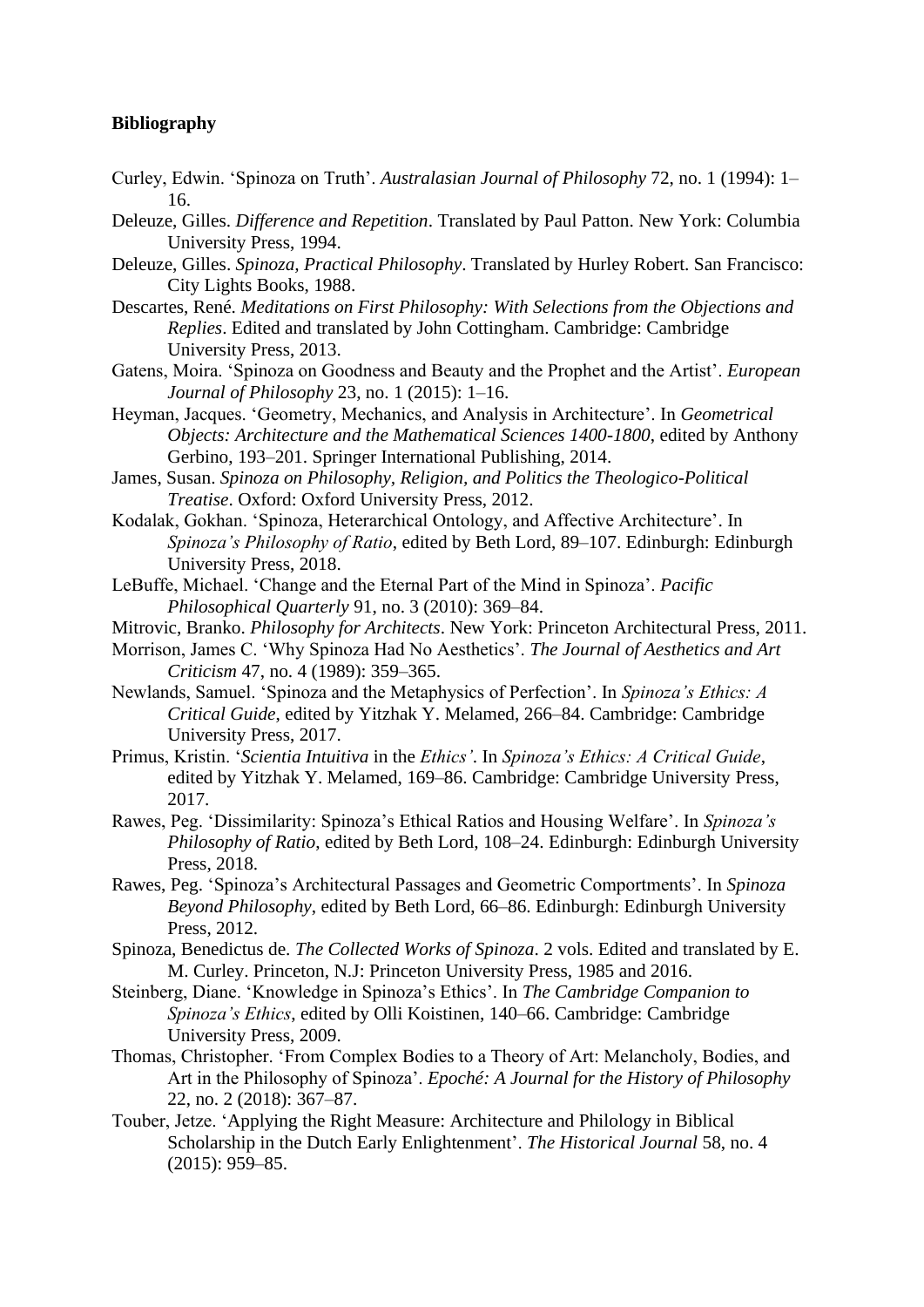**Bibliography**

Curley, Edwin. ‘Spinoza on Truth’. *Australasian Journal of Philosophy* 72, no. 1 (1994): 1–16.

Deleuze, Gilles. *Difference and Repetition*. Translated by Paul Patton. New York: Columbia University Press, 1994.

Deleuze, Gilles. *Spinoza, Practical Philosophy*. Translated by Hurley Robert. San Francisco: City Lights Books, 1988.

Descartes, René. *Meditations on First Philosophy: With Selections from the Objections and Replies*. Edited and translated by John Cottingham. Cambridge: Cambridge University Press, 2013.

Gatens, Moira. ‘Spinoza on Goodness and Beauty and the Prophet and the Artist’. *European Journal of Philosophy* 23, no. 1 (2015): 1–16.

Heyman, Jacques. ‘Geometry, Mechanics, and Analysis in Architecture’. In *Geometrical Objects: Architecture and the Mathematical Sciences 1400-1800*, edited by Anthony Gerbino, 193–201. Springer International Publishing, 2014.

James, Susan. *Spinoza on Philosophy, Religion, and Politics the Theologico-Political Treatise*. Oxford: Oxford University Press, 2012.

Kodalak, Gokhan. ‘Spinoza, Heterarchical Ontology, and Affective Architecture’. In *Spinoza’s Philosophy of Ratio*, edited by Beth Lord, 89–107. Edinburgh: Edinburgh University Press, 2018.

LeBuffe, Michael. ‘Change and the Eternal Part of the Mind in Spinoza’. *Pacific Philosophical Quarterly* 91, no. 3 (2010): 369–84.

Mitrovic, Branko. *Philosophy for Architects*. New York: Princeton Architectural Press, 2011.

Morrison, James C. ‘Why Spinoza Had No Aesthetics’. *The Journal of Aesthetics and Art Criticism* 47, no. 4 (1989): 359–365.

Newlands, Samuel. ‘Spinoza and the Metaphysics of Perfection’. In *Spinoza’s Ethics: A Critical Guide*, edited by Yitzhak Y. Melamed, 266–84. Cambridge: Cambridge University Press, 2017.

Primus, Kristin. ‘*Scientia Intuitiva* in the *Ethics*’. In *Spinoza’s Ethics: A Critical Guide*, edited by Yitzhak Y. Melamed, 169–86. Cambridge: Cambridge University Press, 2017.

Rawes, Peg. ‘Dissimilarity: Spinoza’s Ethical Ratios and Housing Welfare’. In *Spinoza’s Philosophy of Ratio*, edited by Beth Lord, 108–24. Edinburgh: Edinburgh University Press, 2018.

Rawes, Peg. ‘Spinoza’s Architectural Passages and Geometric Comportments’. In *Spinoza Beyond Philosophy*, edited by Beth Lord, 66–86. Edinburgh: Edinburgh University Press, 2012.

Spinoza, Benedictus de. *The Collected Works of Spinoza*. 2 vols. Edited and translated by E. M. Curley. Princeton, N.J: Princeton University Press, 1985 and 2016.

Steinberg, Diane. ‘Knowledge in Spinoza’s Ethics’. In *The Cambridge Companion to Spinoza’s Ethics*, edited by Olli Koistinen, 140–66. Cambridge: Cambridge University Press, 2009.

Thomas, Christopher. ‘From Complex Bodies to a Theory of Art: Melancholy, Bodies, and Art in the Philosophy of Spinoza’. *Epoché: A Journal for the History of Philosophy* 22, no. 2 (2018): 367–87.

Touber, Jetze. ‘Applying the Right Measure: Architecture and Philology in Biblical Scholarship in the Dutch Early Enlightenment’. *The Historical Journal* 58, no. 4 (2015): 959–85.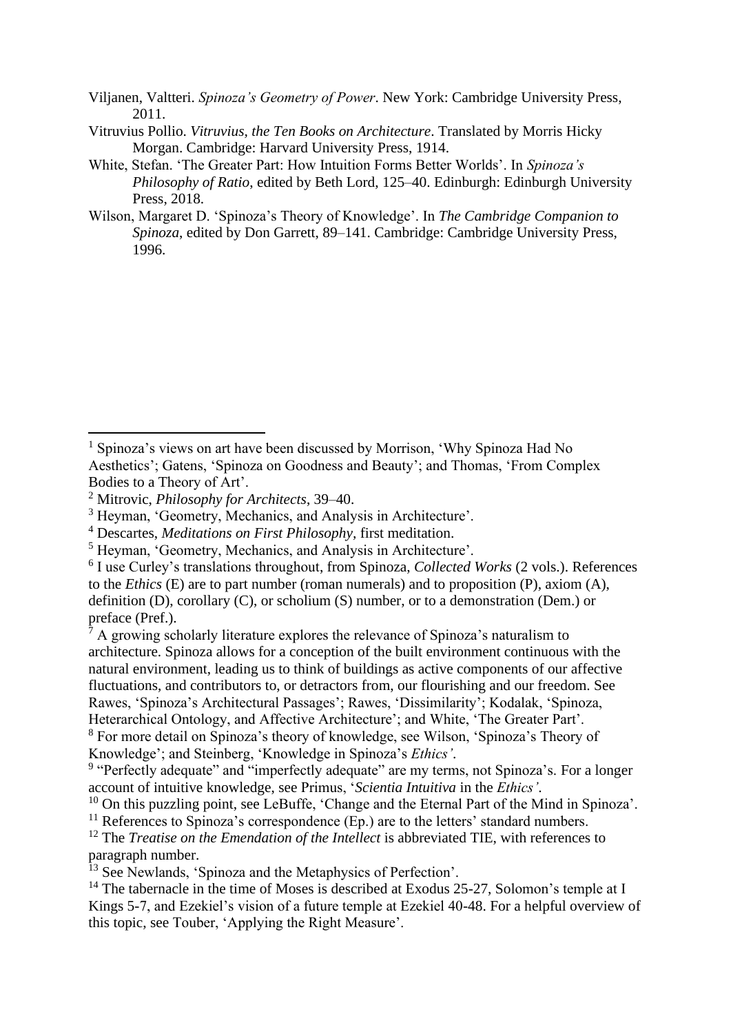Viljanen, Valtteri. *Spinoza's Geometry of Power*. New York: Cambridge University Press, 2011.

Vitruvius Pollio. *Vitruvius, the Ten Books on Architecture*. Translated by Morris Hicky Morgan. Cambridge: Harvard University Press, 1914.

White, Stefan. 'The Greater Part: How Intuition Forms Better Worlds'. In *Spinoza's Philosophy of Ratio*, edited by Beth Lord, 125–40. Edinburgh: Edinburgh University Press, 2018.

Wilson, Margaret D. 'Spinoza's Theory of Knowledge'. In *The Cambridge Companion to Spinoza*, edited by Don Garrett, 89–141. Cambridge: Cambridge University Press, 1996.

---

[1] Spinoza's views on art have been discussed by Morrison, 'Why Spinoza Had No Aesthetics'; Gatens, 'Spinoza on Goodness and Beauty'; and Thomas, 'From Complex Bodies to a Theory of Art'.

[2] Mitrovic, *Philosophy for Architects*, 39–40.

[3] Heyman, 'Geometry, Mechanics, and Analysis in Architecture'.

[4] Descartes, *Meditations on First Philosophy*, first meditation.

[5] Heyman, 'Geometry, Mechanics, and Analysis in Architecture'.

[6] I use Curley's translations throughout, from Spinoza, *Collected Works* (2 vols.). References to the *Ethics* (E) are to part number (roman numerals) and to proposition (P), axiom (A), definition (D), corollary (C), or scholium (S) number, or to a demonstration (Dem.) or preface (Pref.).

[7] A growing scholarly literature explores the relevance of Spinoza's naturalism to architecture. Spinoza allows for a conception of the built environment continuous with the natural environment, leading us to think of buildings as active components of our affective fluctuations, and contributors to, or detractors from, our flourishing and our freedom. See Rawes, 'Spinoza's Architectural Passages'; Rawes, 'Dissimilarity'; Kodalak, 'Spinoza, Heterarchical Ontology, and Affective Architecture'; and White, 'The Greater Part'.

[8] For more detail on Spinoza's theory of knowledge, see Wilson, 'Spinoza's Theory of Knowledge'; and Steinberg, 'Knowledge in Spinoza's *Ethics'*.

[9] "Perfectly adequate" and "imperfectly adequate" are my terms, not Spinoza's. For a longer account of intuitive knowledge, see Primus, '*Scientia Intuitiva* in the *Ethics'*.

[10] On this puzzling point, see LeBuffe, 'Change and the Eternal Part of the Mind in Spinoza'.

[11] References to Spinoza's correspondence (Ep.) are to the letters' standard numbers.

[12] The *Treatise on the Emendation of the Intellect* is abbreviated TIE, with references to paragraph number.

[13] See Newlands, 'Spinoza and the Metaphysics of Perfection'.

[14] The tabernacle in the time of Moses is described at Exodus 25-27, Solomon's temple at I Kings 5-7, and Ezekiel's vision of a future temple at Ezekiel 40-48. For a helpful overview of this topic, see Touber, 'Applying the Right Measure'.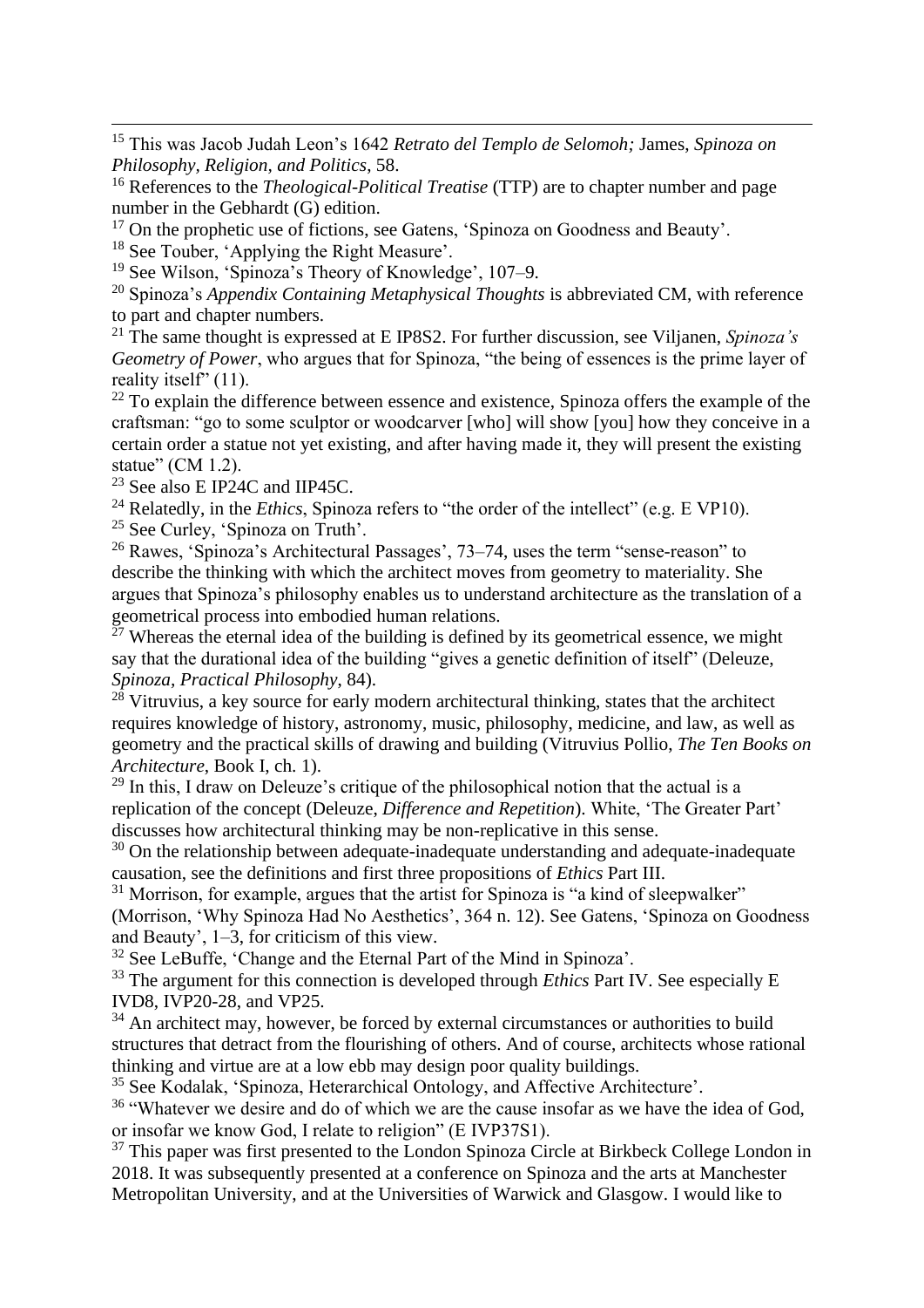[15] This was Jacob Judah Leon's 1642 *Retrato del Templo de Selomoh;* James, *Spinoza on Philosophy, Religion, and Politics*, 58.

[16] References to the *Theological-Political Treatise* (TTP) are to chapter number and page number in the Gebhardt (G) edition.

[17] On the prophetic use of fictions, see Gatens, 'Spinoza on Goodness and Beauty'.

[18] See Touber, 'Applying the Right Measure'.

[19] See Wilson, 'Spinoza's Theory of Knowledge', 107–9.

[20] Spinoza's *Appendix Containing Metaphysical Thoughts* is abbreviated CM, with reference to part and chapter numbers.

[21] The same thought is expressed at E IP8S2. For further discussion, see Viljanen, *Spinoza's Geometry of Power*, who argues that for Spinoza, "the being of essences is the prime layer of reality itself" (11).

[22] To explain the difference between essence and existence, Spinoza offers the example of the craftsman: "go to some sculptor or woodcarver [who] will show [you] how they conceive in a certain order a statue not yet existing, and after having made it, they will present the existing statue" (CM 1.2).

[23] See also E IP24C and IIP45C.

[24] Relatedly, in the *Ethics*, Spinoza refers to "the order of the intellect" (e.g. E VP10).

[25] See Curley, 'Spinoza on Truth'.

[26] Rawes, 'Spinoza's Architectural Passages', 73–74, uses the term "sense-reason" to describe the thinking with which the architect moves from geometry to materiality. She argues that Spinoza's philosophy enables us to understand architecture as the translation of a geometrical process into embodied human relations.

[27] Whereas the eternal idea of the building is defined by its geometrical essence, we might say that the durational idea of the building "gives a genetic definition of itself" (Deleuze, *Spinoza, Practical Philosophy*, 84).

[28] Vitruvius, a key source for early modern architectural thinking, states that the architect requires knowledge of history, astronomy, music, philosophy, medicine, and law, as well as geometry and the practical skills of drawing and building (Vitruvius Pollio, *The Ten Books on Architecture*, Book I, ch. 1).

[29] In this, I draw on Deleuze's critique of the philosophical notion that the actual is a replication of the concept (Deleuze, *Difference and Repetition*). White, 'The Greater Part' discusses how architectural thinking may be non-replicative in this sense.

[30] On the relationship between adequate-inadequate understanding and adequate-inadequate causation, see the definitions and first three propositions of *Ethics* Part III.

[31] Morrison, for example, argues that the artist for Spinoza is "a kind of sleepwalker" (Morrison, 'Why Spinoza Had No Aesthetics', 364 n. 12). See Gatens, 'Spinoza on Goodness and Beauty', 1–3, for criticism of this view.

[32] See LeBuffe, 'Change and the Eternal Part of the Mind in Spinoza'.

[33] The argument for this connection is developed through *Ethics* Part IV. See especially E IVD8, IVP20-28, and VP25.

[34] An architect may, however, be forced by external circumstances or authorities to build structures that detract from the flourishing of others. And of course, architects whose rational thinking and virtue are at a low ebb may design poor quality buildings.

[35] See Kodalak, 'Spinoza, Heterarchical Ontology, and Affective Architecture'.

[36] "Whatever we desire and do of which we are the cause insofar as we have the idea of God, or insofar we know God, I relate to religion" (E IVP37S1).

[37] This paper was first presented to the London Spinoza Circle at Birkbeck College London in 2018. It was subsequently presented at a conference on Spinoza and the arts at Manchester Metropolitan University, and at the Universities of Warwick and Glasgow. I would like to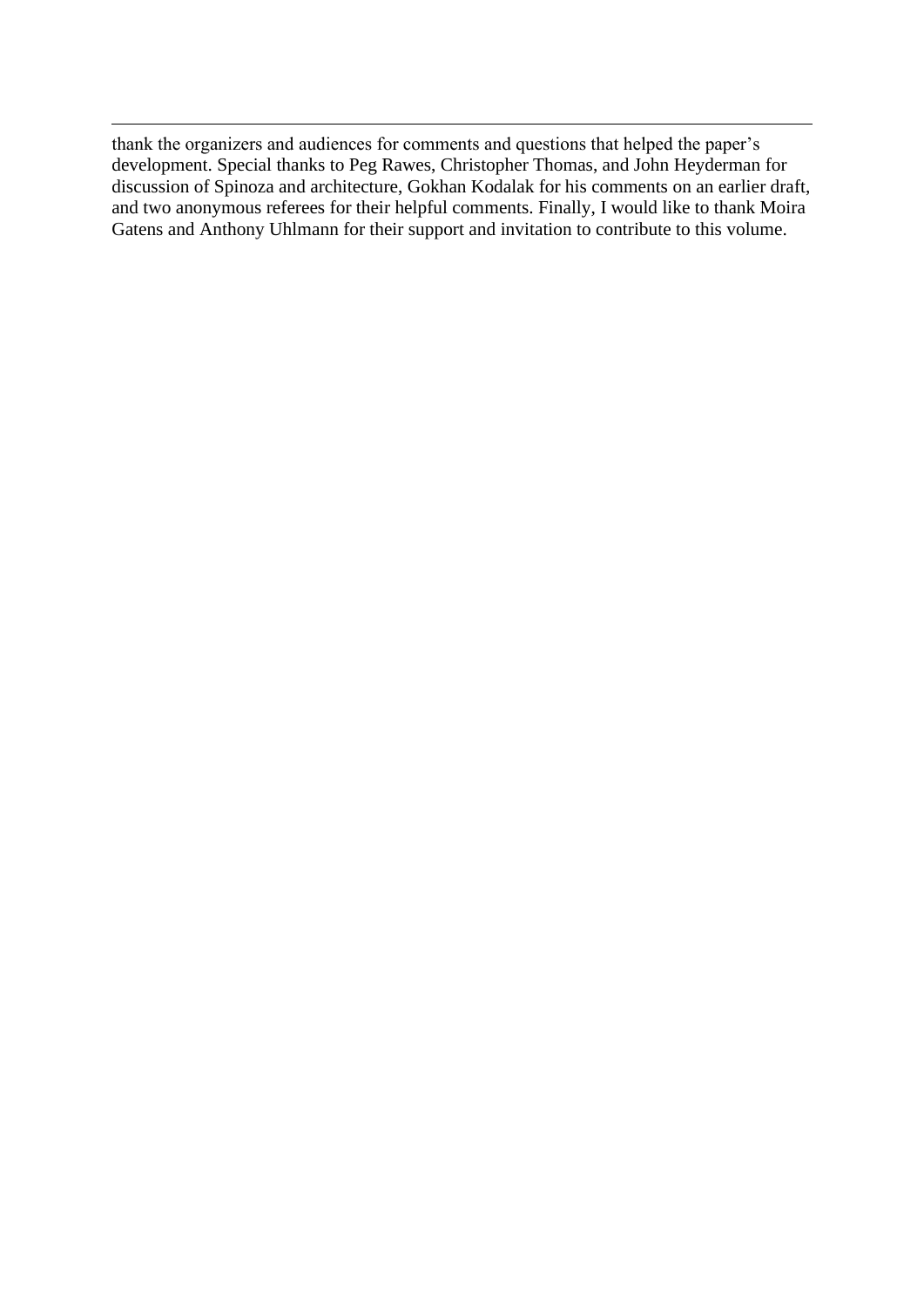thank the organizers and audiences for comments and questions that helped the paper's development. Special thanks to Peg Rawes, Christopher Thomas, and John Heyderman for discussion of Spinoza and architecture, Gokhan Kodalak for his comments on an earlier draft, and two anonymous referees for their helpful comments. Finally, I would like to thank Moira Gatens and Anthony Uhlmann for their support and invitation to contribute to this volume.